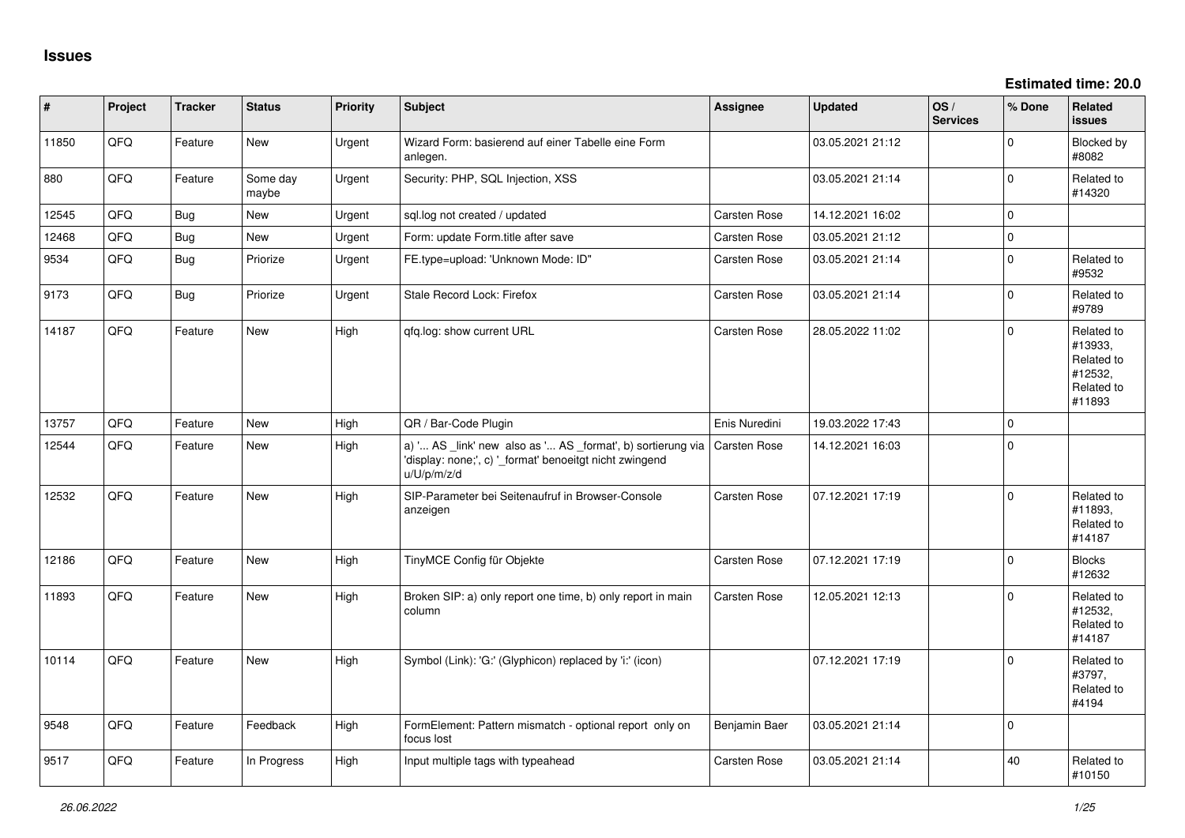# Issues

**Estimated time: 20.0**

| # | Project | Tracker | Status | Priority | Subject | Assignee | Updated | OS / Services | % Done | Related issues |
|---|---|---|---|---|---|---|---|---|---|---|
| 11850 | QFQ | Feature | New | Urgent | Wizard Form: basierend auf einer Tabelle eine Form anlegen. | | 03.05.2021 21:12 | | 0 | Blocked by #8082 |
| 880 | QFQ | Feature | Some day maybe | Urgent | Security: PHP, SQL Injection, XSS | | 03.05.2021 21:14 | | 0 | Related to #14320 |
| 12545 | QFQ | Bug | New | Urgent | sql.log not created / updated | Carsten Rose | 14.12.2021 16:02 | | 0 | |
| 12468 | QFQ | Bug | New | Urgent | Form: update Form.title after save | Carsten Rose | 03.05.2021 21:12 | | 0 | |
| 9534 | QFQ | Bug | Priorize | Urgent | FE.type=upload: 'Unknown Mode: ID" | Carsten Rose | 03.05.2021 21:14 | | 0 | Related to #9532 |
| 9173 | QFQ | Bug | Priorize | Urgent | Stale Record Lock: Firefox | Carsten Rose | 03.05.2021 21:14 | | 0 | Related to #9789 |
| 14187 | QFQ | Feature | New | High | qfq.log: show current URL | Carsten Rose | 28.05.2022 11:02 | | 0 | Related to #13933, Related to #12532, Related to #11893 |
| 13757 | QFQ | Feature | New | High | QR / Bar-Code Plugin | Enis Nuredini | 19.03.2022 17:43 | | 0 | |
| 12544 | QFQ | Feature | New | High | a) '... AS _link' new also as '... AS _format', b) sortierung via 'display: none;', c) '_format' benoeitgt nicht zwingend u/U/p/m/z/d | Carsten Rose | 14.12.2021 16:03 | | 0 | |
| 12532 | QFQ | Feature | New | High | SIP-Parameter bei Seitenaufruf in Browser-Console anzeigen | Carsten Rose | 07.12.2021 17:19 | | 0 | Related to #11893, Related to #14187 |
| 12186 | QFQ | Feature | New | High | TinyMCE Config für Objekte | Carsten Rose | 07.12.2021 17:19 | | 0 | Blocks #12632 |
| 11893 | QFQ | Feature | New | High | Broken SIP: a) only report one time, b) only report in main column | Carsten Rose | 12.05.2021 12:13 | | 0 | Related to #12532, Related to #14187 |
| 10114 | QFQ | Feature | New | High | Symbol (Link): 'G:' (Glyphicon) replaced by 'i:' (icon) | | 07.12.2021 17:19 | | 0 | Related to #3797, Related to #4194 |
| 9548 | QFQ | Feature | Feedback | High | FormElement: Pattern mismatch - optional report only on focus lost | Benjamin Baer | 03.05.2021 21:14 | | 0 | |
| 9517 | QFQ | Feature | In Progress | High | Input multiple tags with typeahead | Carsten Rose | 03.05.2021 21:14 | | 40 | Related to #10150 |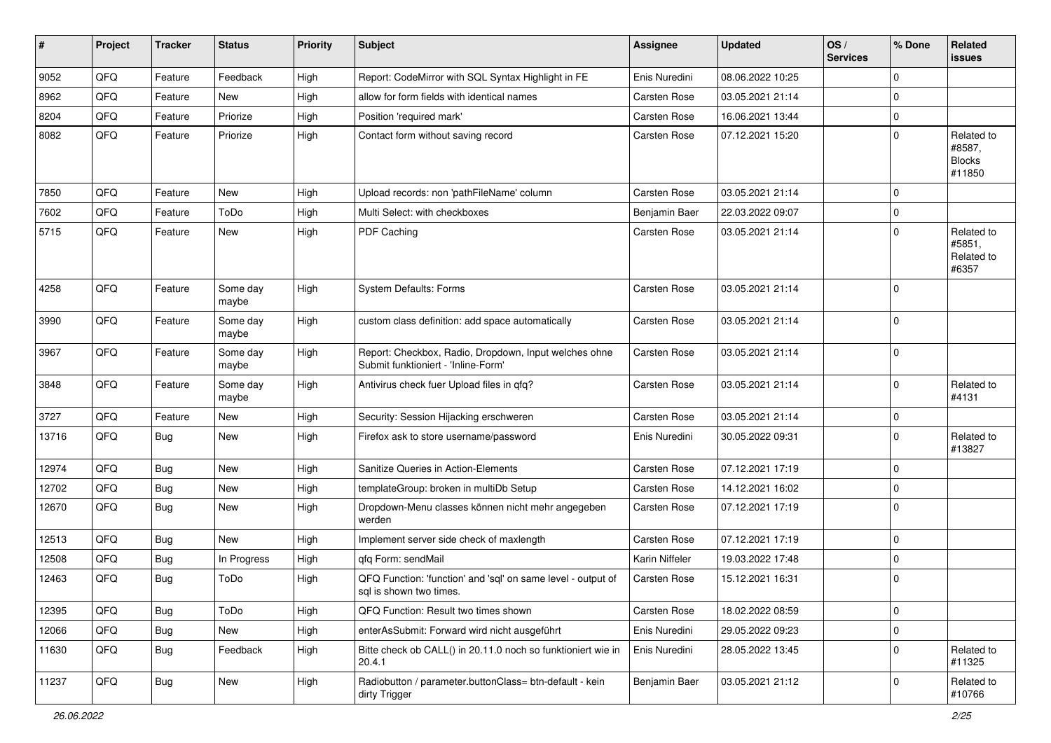| # | Project | Tracker | Status | Priority | Subject | Assignee | Updated | OS / Services | % Done | Related issues |
|---|---|---|---|---|---|---|---|---|---|---|
| 9052 | QFQ | Feature | Feedback | High | Report: CodeMirror with SQL Syntax Highlight in FE | Enis Nuredini | 08.06.2022 10:25 | | 0 | |
| 8962 | QFQ | Feature | New | High | allow for form fields with identical names | Carsten Rose | 03.05.2021 21:14 | | 0 | |
| 8204 | QFQ | Feature | Priorize | High | Position 'required mark' | Carsten Rose | 16.06.2021 13:44 | | 0 | |
| 8082 | QFQ | Feature | Priorize | High | Contact form without saving record | Carsten Rose | 07.12.2021 15:20 | | 0 | Related to #8587, Blocks #11850 |
| 7850 | QFQ | Feature | New | High | Upload records: non 'pathFileName' column | Carsten Rose | 03.05.2021 21:14 | | 0 | |
| 7602 | QFQ | Feature | ToDo | High | Multi Select: with checkboxes | Benjamin Baer | 22.03.2022 09:07 | | 0 | |
| 5715 | QFQ | Feature | New | High | PDF Caching | Carsten Rose | 03.05.2021 21:14 | | 0 | Related to #5851, Related to #6357 |
| 4258 | QFQ | Feature | Some day maybe | High | System Defaults: Forms | Carsten Rose | 03.05.2021 21:14 | | 0 | |
| 3990 | QFQ | Feature | Some day maybe | High | custom class definition: add space automatically | Carsten Rose | 03.05.2021 21:14 | | 0 | |
| 3967 | QFQ | Feature | Some day maybe | High | Report: Checkbox, Radio, Dropdown, Input welches ohne Submit funktioniert - 'Inline-Form' | Carsten Rose | 03.05.2021 21:14 | | 0 | |
| 3848 | QFQ | Feature | Some day maybe | High | Antivirus check fuer Upload files in qfq? | Carsten Rose | 03.05.2021 21:14 | | 0 | Related to #4131 |
| 3727 | QFQ | Feature | New | High | Security: Session Hijacking erschweren | Carsten Rose | 03.05.2021 21:14 | | 0 | |
| 13716 | QFQ | Bug | New | High | Firefox ask to store username/password | Enis Nuredini | 30.05.2022 09:31 | | 0 | Related to #13827 |
| 12974 | QFQ | Bug | New | High | Sanitize Queries in Action-Elements | Carsten Rose | 07.12.2021 17:19 | | 0 | |
| 12702 | QFQ | Bug | New | High | templateGroup: broken in multiDb Setup | Carsten Rose | 14.12.2021 16:02 | | 0 | |
| 12670 | QFQ | Bug | New | High | Dropdown-Menu classes können nicht mehr angegeben werden | Carsten Rose | 07.12.2021 17:19 | | 0 | |
| 12513 | QFQ | Bug | New | High | Implement server side check of maxlength | Carsten Rose | 07.12.2021 17:19 | | 0 | |
| 12508 | QFQ | Bug | In Progress | High | qfq Form: sendMail | Karin Niffeler | 19.03.2022 17:48 | | 0 | |
| 12463 | QFQ | Bug | ToDo | High | QFQ Function: 'function' and 'sql' on same level - output of sql is shown two times. | Carsten Rose | 15.12.2021 16:31 | | 0 | |
| 12395 | QFQ | Bug | ToDo | High | QFQ Function: Result two times shown | Carsten Rose | 18.02.2022 08:59 | | 0 | |
| 12066 | QFQ | Bug | New | High | enterAsSubmit: Forward wird nicht ausgeführt | Enis Nuredini | 29.05.2022 09:23 | | 0 | |
| 11630 | QFQ | Bug | Feedback | High | Bitte check ob CALL() in 20.11.0 noch so funktioniert wie in 20.4.1 | Enis Nuredini | 28.05.2022 13:45 | | 0 | Related to #11325 |
| 11237 | QFQ | Bug | New | High | Radiobutton / parameter.buttonClass= btn-default - kein dirty Trigger | Benjamin Baer | 03.05.2021 21:12 | | 0 | Related to #10766 |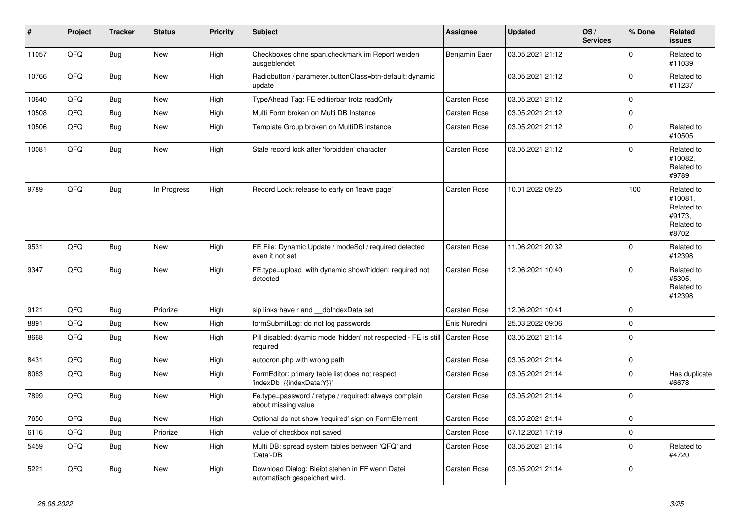| # | Project | Tracker | Status | Priority | Subject | Assignee | Updated | OS / Services | % Done | Related issues |
|---|---|---|---|---|---|---|---|---|---|---|
| 11057 | QFQ | Bug | New | High | Checkboxes ohne span.checkmark im Report werden ausgeblendet | Benjamin Baer | 03.05.2021 21:12 | | 0 | Related to #11039 |
| 10766 | QFQ | Bug | New | High | Radiobutton / parameter.buttonClass=btn-default: dynamic update | | 03.05.2021 21:12 | | 0 | Related to #11237 |
| 10640 | QFQ | Bug | New | High | TypeAhead Tag: FE editierbar trotz readOnly | Carsten Rose | 03.05.2021 21:12 | | 0 | |
| 10508 | QFQ | Bug | New | High | Multi Form broken on Multi DB Instance | Carsten Rose | 03.05.2021 21:12 | | 0 | |
| 10506 | QFQ | Bug | New | High | Template Group broken on MultiDB instance | Carsten Rose | 03.05.2021 21:12 | | 0 | Related to #10505 |
| 10081 | QFQ | Bug | New | High | Stale record lock after 'forbidden' character | Carsten Rose | 03.05.2021 21:12 | | 0 | Related to #10082, Related to #9789 |
| 9789 | QFQ | Bug | In Progress | High | Record Lock: release to early on 'leave page' | Carsten Rose | 10.01.2022 09:25 | | 100 | Related to #10081, Related to #9173, Related to #8702 |
| 9531 | QFQ | Bug | New | High | FE File: Dynamic Update / modeSql / required detected even it not set | Carsten Rose | 11.06.2021 20:32 | | 0 | Related to #12398 |
| 9347 | QFQ | Bug | New | High | FE.type=upload with dynamic show/hidden: required not detected | Carsten Rose | 12.06.2021 10:40 | | 0 | Related to #5305, Related to #12398 |
| 9121 | QFQ | Bug | Priorize | High | sip links have r and __dbIndexData set | Carsten Rose | 12.06.2021 10:41 | | 0 | |
| 8891 | QFQ | Bug | New | High | formSubmitLog: do not log passwords | Enis Nuredini | 25.03.2022 09:06 | | 0 | |
| 8668 | QFQ | Bug | New | High | Pill disabled: dyamic mode 'hidden' not respected - FE is still required | Carsten Rose | 03.05.2021 21:14 | | 0 | |
| 8431 | QFQ | Bug | New | High | autocron.php with wrong path | Carsten Rose | 03.05.2021 21:14 | | 0 | |
| 8083 | QFQ | Bug | New | High | FormEditor: primary table list does not respect 'indexDb={{indexData:Y}}' | Carsten Rose | 03.05.2021 21:14 | | 0 | Has duplicate #6678 |
| 7899 | QFQ | Bug | New | High | Fe.type=password / retype / required: always complain about missing value | Carsten Rose | 03.05.2021 21:14 | | 0 | |
| 7650 | QFQ | Bug | New | High | Optional do not show 'required' sign on FormElement | Carsten Rose | 03.05.2021 21:14 | | 0 | |
| 6116 | QFQ | Bug | Priorize | High | value of checkbox not saved | Carsten Rose | 07.12.2021 17:19 | | 0 | |
| 5459 | QFQ | Bug | New | High | Multi DB: spread system tables between 'QFQ' and 'Data'-DB | Carsten Rose | 03.05.2021 21:14 | | 0 | Related to #4720 |
| 5221 | QFQ | Bug | New | High | Download Dialog: Bleibt stehen in FF wenn Datei automatisch gespeichert wird. | Carsten Rose | 03.05.2021 21:14 | | 0 | |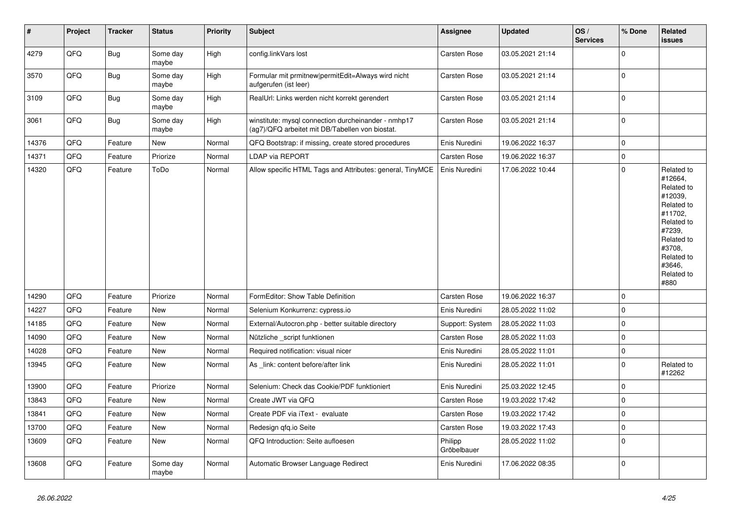| # | Project | Tracker | Status | Priority | Subject | Assignee | Updated | OS / Services | % Done | Related issues |
|---|---|---|---|---|---|---|---|---|---|---|
| 4279 | QFQ | Bug | Some day maybe | High | config.linkVars lost | Carsten Rose | 03.05.2021 21:14 | | 0 | |
| 3570 | QFQ | Bug | Some day maybe | High | Formular mit prmitnew\|permitEdit=Always wird nicht aufgerufen (ist leer) | Carsten Rose | 03.05.2021 21:14 | | 0 | |
| 3109 | QFQ | Bug | Some day maybe | High | RealUrl: Links werden nicht korrekt gerendert | Carsten Rose | 03.05.2021 21:14 | | 0 | |
| 3061 | QFQ | Bug | Some day maybe | High | winstitute: mysql connection durcheinander - nmhp17 (ag7)/QFQ arbeitet mit DB/Tabellen von biostat. | Carsten Rose | 03.05.2021 21:14 | | 0 | |
| 14376 | QFQ | Feature | New | Normal | QFQ Bootstrap: if missing, create stored procedures | Enis Nuredini | 19.06.2022 16:37 | | 0 | |
| 14371 | QFQ | Feature | Priorize | Normal | LDAP via REPORT | Carsten Rose | 19.06.2022 16:37 | | 0 | |
| 14320 | QFQ | Feature | ToDo | Normal | Allow specific HTML Tags and Attributes: general, TinyMCE | Enis Nuredini | 17.06.2022 10:44 | | 0 | Related to #12664, Related to #12039, Related to #11702, Related to #7239, Related to #3708, Related to #3646, Related to #880 |
| 14290 | QFQ | Feature | Priorize | Normal | FormEditor: Show Table Definition | Carsten Rose | 19.06.2022 16:37 | | 0 | |
| 14227 | QFQ | Feature | New | Normal | Selenium Konkurrenz: cypress.io | Enis Nuredini | 28.05.2022 11:02 | | 0 | |
| 14185 | QFQ | Feature | New | Normal | External/Autocron.php - better suitable directory | Support: System | 28.05.2022 11:03 | | 0 | |
| 14090 | QFQ | Feature | New | Normal | Nützliche _script funktionen | Carsten Rose | 28.05.2022 11:03 | | 0 | |
| 14028 | QFQ | Feature | New | Normal | Required notification: visual nicer | Enis Nuredini | 28.05.2022 11:01 | | 0 | |
| 13945 | QFQ | Feature | New | Normal | As _link: content before/after link | Enis Nuredini | 28.05.2022 11:01 | | 0 | Related to #12262 |
| 13900 | QFQ | Feature | Priorize | Normal | Selenium: Check das Cookie/PDF funktioniert | Enis Nuredini | 25.03.2022 12:45 | | 0 | |
| 13843 | QFQ | Feature | New | Normal | Create JWT via QFQ | Carsten Rose | 19.03.2022 17:42 | | 0 | |
| 13841 | QFQ | Feature | New | Normal | Create PDF via iText - evaluate | Carsten Rose | 19.03.2022 17:42 | | 0 | |
| 13700 | QFQ | Feature | New | Normal | Redesign qfq.io Seite | Carsten Rose | 19.03.2022 17:43 | | 0 | |
| 13609 | QFQ | Feature | New | Normal | QFQ Introduction: Seite aufloesen | Philipp Gröbelbauer | 28.05.2022 11:02 | | 0 | |
| 13608 | QFQ | Feature | Some day maybe | Normal | Automatic Browser Language Redirect | Enis Nuredini | 17.06.2022 08:35 | | 0 | |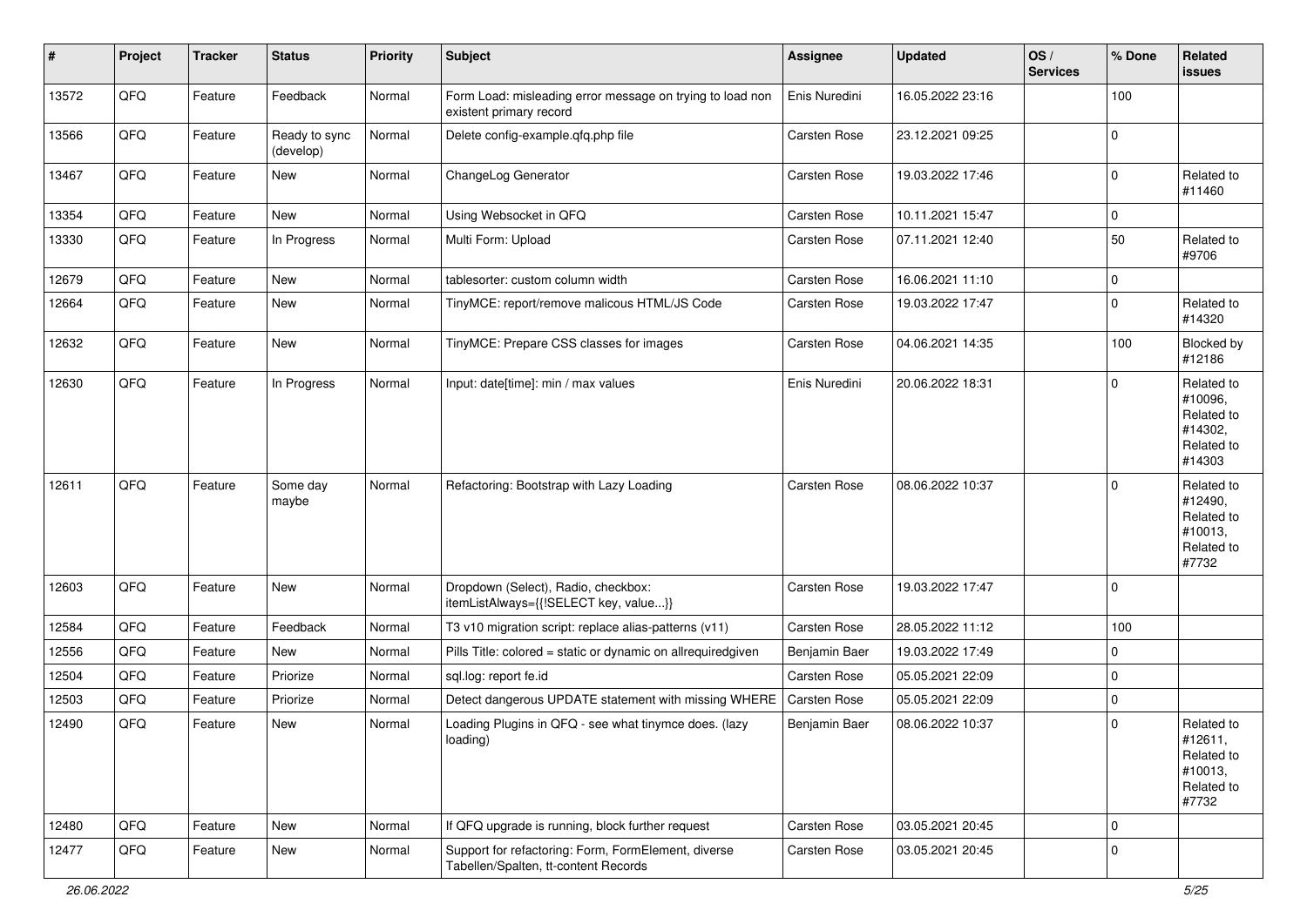| # | Project | Tracker | Status | Priority | Subject | Assignee | Updated | OS / Services | % Done | Related issues |
|---|---|---|---|---|---|---|---|---|---|---|
| 13572 | QFQ | Feature | Feedback | Normal | Form Load: misleading error message on trying to load non existent primary record | Enis Nuredini | 16.05.2022 23:16 | | 100 | |
| 13566 | QFQ | Feature | Ready to sync (develop) | Normal | Delete config-example.qfq.php file | Carsten Rose | 23.12.2021 09:25 | | 0 | |
| 13467 | QFQ | Feature | New | Normal | ChangeLog Generator | Carsten Rose | 19.03.2022 17:46 | | 0 | Related to #11460 |
| 13354 | QFQ | Feature | New | Normal | Using Websocket in QFQ | Carsten Rose | 10.11.2021 15:47 | | 0 | |
| 13330 | QFQ | Feature | In Progress | Normal | Multi Form: Upload | Carsten Rose | 07.11.2021 12:40 | | 50 | Related to #9706 |
| 12679 | QFQ | Feature | New | Normal | tablesorter: custom column width | Carsten Rose | 16.06.2021 11:10 | | 0 | |
| 12664 | QFQ | Feature | New | Normal | TinyMCE: report/remove malicous HTML/JS Code | Carsten Rose | 19.03.2022 17:47 | | 0 | Related to #14320 |
| 12632 | QFQ | Feature | New | Normal | TinyMCE: Prepare CSS classes for images | Carsten Rose | 04.06.2021 14:35 | | 100 | Blocked by #12186 |
| 12630 | QFQ | Feature | In Progress | Normal | Input: date[time]: min / max values | Enis Nuredini | 20.06.2022 18:31 | | 0 | Related to #10096, Related to #14302, Related to #14303 |
| 12611 | QFQ | Feature | Some day maybe | Normal | Refactoring: Bootstrap with Lazy Loading | Carsten Rose | 08.06.2022 10:37 | | 0 | Related to #12490, Related to #10013, Related to #7732 |
| 12603 | QFQ | Feature | New | Normal | Dropdown (Select), Radio, checkbox: itemListAlways={{!SELECT key, value...}} | Carsten Rose | 19.03.2022 17:47 | | 0 | |
| 12584 | QFQ | Feature | Feedback | Normal | T3 v10 migration script: replace alias-patterns (v11) | Carsten Rose | 28.05.2022 11:12 | | 100 | |
| 12556 | QFQ | Feature | New | Normal | Pills Title: colored = static or dynamic on allrequiredgiven | Benjamin Baer | 19.03.2022 17:49 | | 0 | |
| 12504 | QFQ | Feature | Priorize | Normal | sql.log: report fe.id | Carsten Rose | 05.05.2021 22:09 | | 0 | |
| 12503 | QFQ | Feature | Priorize | Normal | Detect dangerous UPDATE statement with missing WHERE | Carsten Rose | 05.05.2021 22:09 | | 0 | |
| 12490 | QFQ | Feature | New | Normal | Loading Plugins in QFQ - see what tinymce does. (lazy loading) | Benjamin Baer | 08.06.2022 10:37 | | 0 | Related to #12611, Related to #10013, Related to #7732 |
| 12480 | QFQ | Feature | New | Normal | If QFQ upgrade is running, block further request | Carsten Rose | 03.05.2021 20:45 | | 0 | |
| 12477 | QFQ | Feature | New | Normal | Support for refactoring: Form, FormElement, diverse Tabellen/Spalten, tt-content Records | Carsten Rose | 03.05.2021 20:45 | | 0 | |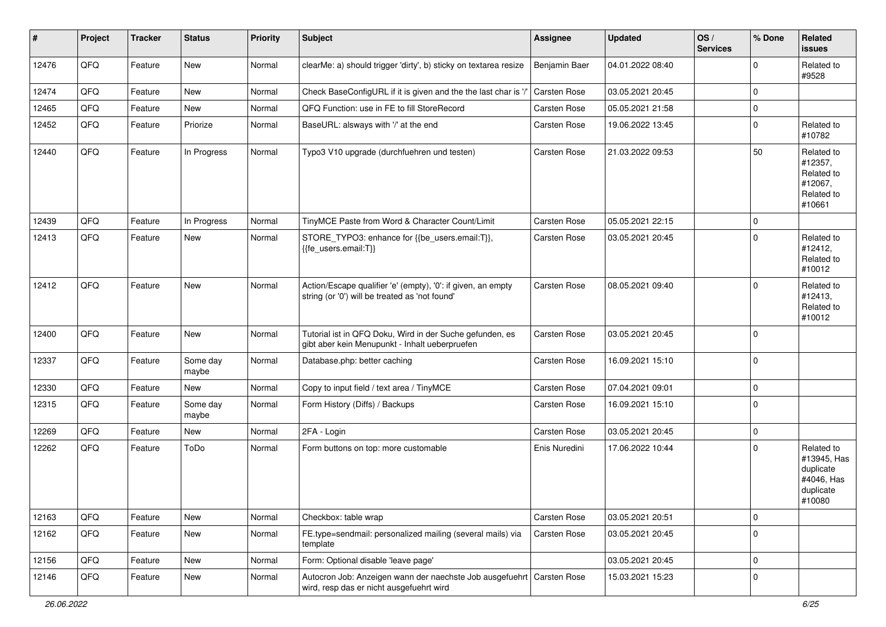| # | Project | Tracker | Status | Priority | Subject | Assignee | Updated | OS / Services | % Done | Related issues |
|---|---|---|---|---|---|---|---|---|---|---|
| 12476 | QFQ | Feature | New | Normal | clearMe: a) should trigger 'dirty', b) sticky on textarea resize | Benjamin Baer | 04.01.2022 08:40 | | 0 | Related to #9528 |
| 12474 | QFQ | Feature | New | Normal | Check BaseConfigURL if it is given and the the last char is '/' | Carsten Rose | 03.05.2021 20:45 | | 0 | |
| 12465 | QFQ | Feature | New | Normal | QFQ Function: use in FE to fill StoreRecord | Carsten Rose | 05.05.2021 21:58 | | 0 | |
| 12452 | QFQ | Feature | Priorize | Normal | BaseURL: alsways with '/' at the end | Carsten Rose | 19.06.2022 13:45 | | 0 | Related to #10782 |
| 12440 | QFQ | Feature | In Progress | Normal | Typo3 V10 upgrade (durchfuehren und testen) | Carsten Rose | 21.03.2022 09:53 | | 50 | Related to #12357, Related to #12067, Related to #10661 |
| 12439 | QFQ | Feature | In Progress | Normal | TinyMCE Paste from Word & Character Count/Limit | Carsten Rose | 05.05.2021 22:15 | | 0 | |
| 12413 | QFQ | Feature | New | Normal | STORE_TYPO3: enhance for {{be_users.email:T}}, {{fe_users.email:T}} | Carsten Rose | 03.05.2021 20:45 | | 0 | Related to #12412, Related to #10012 |
| 12412 | QFQ | Feature | New | Normal | Action/Escape qualifier 'e' (empty), '0': if given, an empty string (or '0') will be treated as 'not found' | Carsten Rose | 08.05.2021 09:40 | | 0 | Related to #12413, Related to #10012 |
| 12400 | QFQ | Feature | New | Normal | Tutorial ist in QFQ Doku, Wird in der Suche gefunden, es gibt aber kein Menupunkt - Inhalt ueberpruefen | Carsten Rose | 03.05.2021 20:45 | | 0 | |
| 12337 | QFQ | Feature | Some day maybe | Normal | Database.php: better caching | Carsten Rose | 16.09.2021 15:10 | | 0 | |
| 12330 | QFQ | Feature | New | Normal | Copy to input field / text area / TinyMCE | Carsten Rose | 07.04.2021 09:01 | | 0 | |
| 12315 | QFQ | Feature | Some day maybe | Normal | Form History (Diffs) / Backups | Carsten Rose | 16.09.2021 15:10 | | 0 | |
| 12269 | QFQ | Feature | New | Normal | 2FA - Login | Carsten Rose | 03.05.2021 20:45 | | 0 | |
| 12262 | QFQ | Feature | ToDo | Normal | Form buttons on top: more customable | Enis Nuredini | 17.06.2022 10:44 | | 0 | Related to #13945, Has duplicate #4046, Has duplicate #10080 |
| 12163 | QFQ | Feature | New | Normal | Checkbox: table wrap | Carsten Rose | 03.05.2021 20:51 | | 0 | |
| 12162 | QFQ | Feature | New | Normal | FE.type=sendmail: personalized mailing (several mails) via template | Carsten Rose | 03.05.2021 20:45 | | 0 | |
| 12156 | QFQ | Feature | New | Normal | Form: Optional disable 'leave page' | | 03.05.2021 20:45 | | 0 | |
| 12146 | QFQ | Feature | New | Normal | Autocron Job: Anzeigen wann der naechste Job ausgefuehrt wird, resp das er nicht ausgefuehrt wird | Carsten Rose | 15.03.2021 15:23 | | 0 | |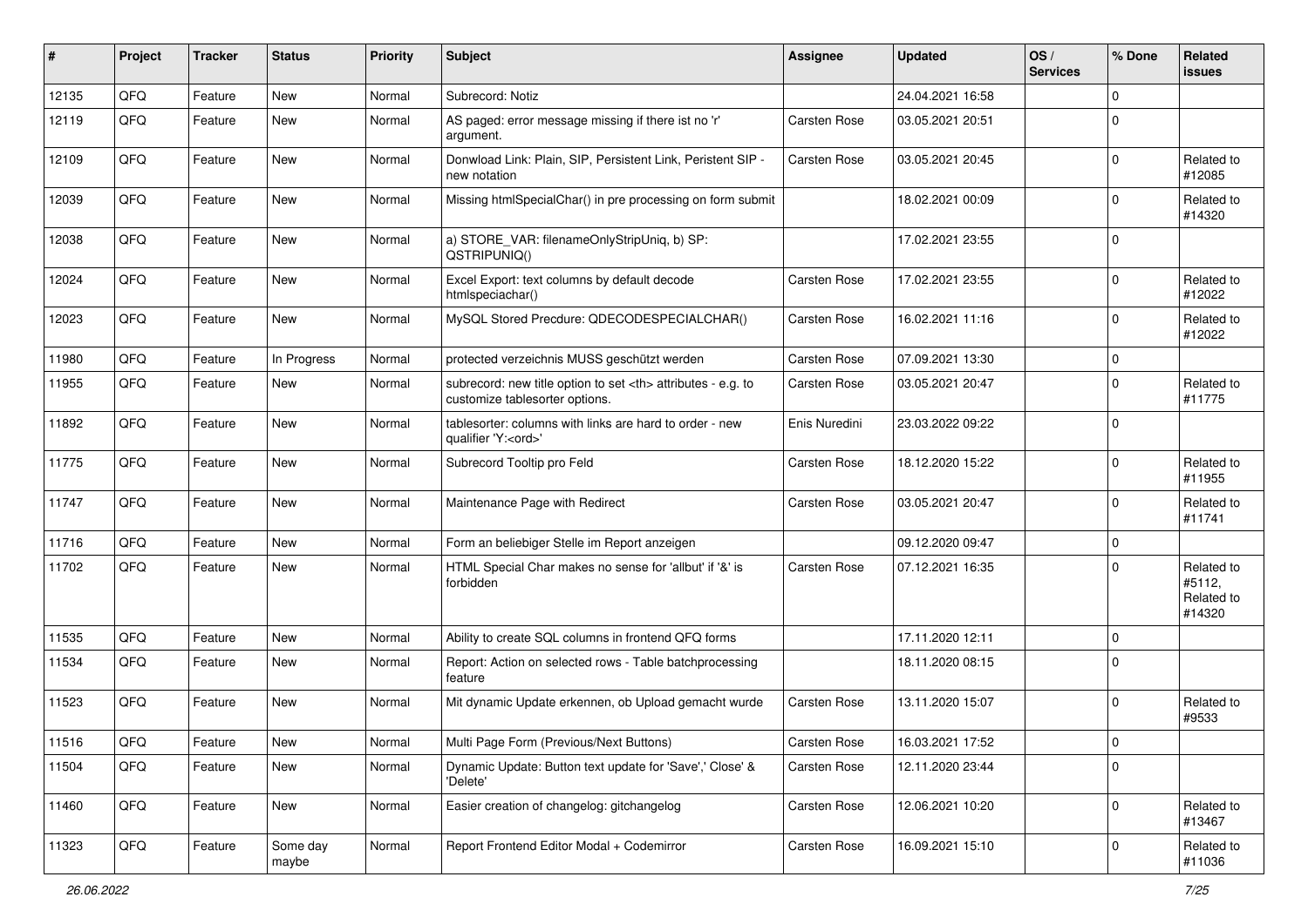| # | Project | Tracker | Status | Priority | Subject | Assignee | Updated | OS / Services | % Done | Related issues |
|---|---|---|---|---|---|---|---|---|---|---|
| 12135 | QFQ | Feature | New | Normal | Subrecord: Notiz | | 24.04.2021 16:58 | | 0 | |
| 12119 | QFQ | Feature | New | Normal | AS paged: error message missing if there ist no 'r' argument. | Carsten Rose | 03.05.2021 20:51 | | 0 | |
| 12109 | QFQ | Feature | New | Normal | Donwload Link: Plain, SIP, Persistent Link, Peristent SIP - new notation | Carsten Rose | 03.05.2021 20:45 | | 0 | Related to #12085 |
| 12039 | QFQ | Feature | New | Normal | Missing htmlSpecialChar() in pre processing on form submit | | 18.02.2021 00:09 | | 0 | Related to #14320 |
| 12038 | QFQ | Feature | New | Normal | a) STORE_VAR: filenameOnlyStripUniq, b) SP: QSTRIPUNIQ() | | 17.02.2021 23:55 | | 0 | |
| 12024 | QFQ | Feature | New | Normal | Excel Export: text columns by default decode htmlspeciachar() | Carsten Rose | 17.02.2021 23:55 | | 0 | Related to #12022 |
| 12023 | QFQ | Feature | New | Normal | MySQL Stored Precdure: QDECODESPECIALCHAR() | Carsten Rose | 16.02.2021 11:16 | | 0 | Related to #12022 |
| 11980 | QFQ | Feature | In Progress | Normal | protected verzeichnis MUSS geschützt werden | Carsten Rose | 07.09.2021 13:30 | | 0 | |
| 11955 | QFQ | Feature | New | Normal | subrecord: new title option to set <th> attributes - e.g. to customize tablesorter options. | Carsten Rose | 03.05.2021 20:47 | | 0 | Related to #11775 |
| 11892 | QFQ | Feature | New | Normal | tablesorter: columns with links are hard to order - new qualifier 'Y:<ord>' | Enis Nuredini | 23.03.2022 09:22 | | 0 | |
| 11775 | QFQ | Feature | New | Normal | Subrecord Tooltip pro Feld | Carsten Rose | 18.12.2020 15:22 | | 0 | Related to #11955 |
| 11747 | QFQ | Feature | New | Normal | Maintenance Page with Redirect | Carsten Rose | 03.05.2021 20:47 | | 0 | Related to #11741 |
| 11716 | QFQ | Feature | New | Normal | Form an beliebiger Stelle im Report anzeigen | | 09.12.2020 09:47 | | 0 | |
| 11702 | QFQ | Feature | New | Normal | HTML Special Char makes no sense for 'allbut' if '&' is forbidden | Carsten Rose | 07.12.2021 16:35 | | 0 | Related to #5112, Related to #14320 |
| 11535 | QFQ | Feature | New | Normal | Ability to create SQL columns in frontend QFQ forms | | 17.11.2020 12:11 | | 0 | |
| 11534 | QFQ | Feature | New | Normal | Report: Action on selected rows - Table batchprocessing feature | | 18.11.2020 08:15 | | 0 | |
| 11523 | QFQ | Feature | New | Normal | Mit dynamic Update erkennen, ob Upload gemacht wurde | Carsten Rose | 13.11.2020 15:07 | | 0 | Related to #9533 |
| 11516 | QFQ | Feature | New | Normal | Multi Page Form (Previous/Next Buttons) | Carsten Rose | 16.03.2021 17:52 | | 0 | |
| 11504 | QFQ | Feature | New | Normal | Dynamic Update: Button text update for 'Save',' Close' & 'Delete' | Carsten Rose | 12.11.2020 23:44 | | 0 | |
| 11460 | QFQ | Feature | New | Normal | Easier creation of changelog: gitchangelog | Carsten Rose | 12.06.2021 10:20 | | 0 | Related to #13467 |
| 11323 | QFQ | Feature | Some day maybe | Normal | Report Frontend Editor Modal + Codemirror | Carsten Rose | 16.09.2021 15:10 | | 0 | Related to #11036 |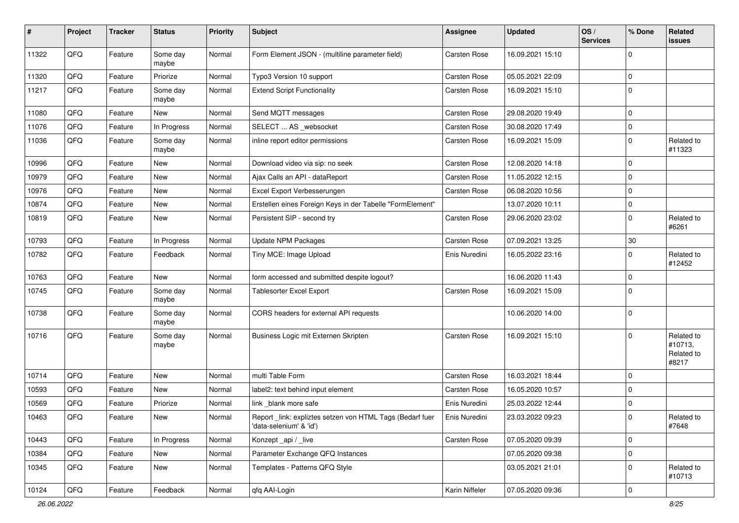| # | Project | Tracker | Status | Priority | Subject | Assignee | Updated | OS / Services | % Done | Related issues |
|---|---|---|---|---|---|---|---|---|---|---|
| 11322 | QFQ | Feature | Some day maybe | Normal | Form Element JSON - (multiline parameter field) | Carsten Rose | 16.09.2021 15:10 | | 0 | |
| 11320 | QFQ | Feature | Priorize | Normal | Typo3 Version 10 support | Carsten Rose | 05.05.2021 22:09 | | 0 | |
| 11217 | QFQ | Feature | Some day maybe | Normal | Extend Script Functionality | Carsten Rose | 16.09.2021 15:10 | | 0 | |
| 11080 | QFQ | Feature | New | Normal | Send MQTT messages | Carsten Rose | 29.08.2020 19:49 | | 0 | |
| 11076 | QFQ | Feature | In Progress | Normal | SELECT ... AS _websocket | Carsten Rose | 30.08.2020 17:49 | | 0 | |
| 11036 | QFQ | Feature | Some day maybe | Normal | inline report editor permissions | Carsten Rose | 16.09.2021 15:09 | | 0 | Related to #11323 |
| 10996 | QFQ | Feature | New | Normal | Download video via sip: no seek | Carsten Rose | 12.08.2020 14:18 | | 0 | |
| 10979 | QFQ | Feature | New | Normal | Ajax Calls an API - dataReport | Carsten Rose | 11.05.2022 12:15 | | 0 | |
| 10976 | QFQ | Feature | New | Normal | Excel Export Verbesserungen | Carsten Rose | 06.08.2020 10:56 | | 0 | |
| 10874 | QFQ | Feature | New | Normal | Erstellen eines Foreign Keys in der Tabelle "FormElement" | | 13.07.2020 10:11 | | 0 | |
| 10819 | QFQ | Feature | New | Normal | Persistent SIP - second try | Carsten Rose | 29.06.2020 23:02 | | 0 | Related to #6261 |
| 10793 | QFQ | Feature | In Progress | Normal | Update NPM Packages | Carsten Rose | 07.09.2021 13:25 | | 30 | |
| 10782 | QFQ | Feature | Feedback | Normal | Tiny MCE: Image Upload | Enis Nuredini | 16.05.2022 23:16 | | 0 | Related to #12452 |
| 10763 | QFQ | Feature | New | Normal | form accessed and submitted despite logout? | | 16.06.2020 11:43 | | 0 | |
| 10745 | QFQ | Feature | Some day maybe | Normal | Tablesorter Excel Export | Carsten Rose | 16.09.2021 15:09 | | 0 | |
| 10738 | QFQ | Feature | Some day maybe | Normal | CORS headers for external API requests | | 10.06.2020 14:00 | | 0 | |
| 10716 | QFQ | Feature | Some day maybe | Normal | Business Logic mit Externen Skripten | Carsten Rose | 16.09.2021 15:10 | | 0 | Related to #10713, Related to #8217 |
| 10714 | QFQ | Feature | New | Normal | multi Table Form | Carsten Rose | 16.03.2021 18:44 | | 0 | |
| 10593 | QFQ | Feature | New | Normal | label2: text behind input element | Carsten Rose | 16.05.2020 10:57 | | 0 | |
| 10569 | QFQ | Feature | Priorize | Normal | link _blank more safe | Enis Nuredini | 25.03.2022 12:44 | | 0 | |
| 10463 | QFQ | Feature | New | Normal | Report _link: expliztes setzen von HTML Tags (Bedarf fuer 'data-selenium' & 'id') | Enis Nuredini | 23.03.2022 09:23 | | 0 | Related to #7648 |
| 10443 | QFQ | Feature | In Progress | Normal | Konzept _api / _live | Carsten Rose | 07.05.2020 09:39 | | 0 | |
| 10384 | QFQ | Feature | New | Normal | Parameter Exchange QFQ Instances | | 07.05.2020 09:38 | | 0 | |
| 10345 | QFQ | Feature | New | Normal | Templates - Patterns QFQ Style | | 03.05.2021 21:01 | | 0 | Related to #10713 |
| 10124 | QFQ | Feature | Feedback | Normal | qfq AAI-Login | Karin Niffeler | 07.05.2020 09:36 | | 0 | |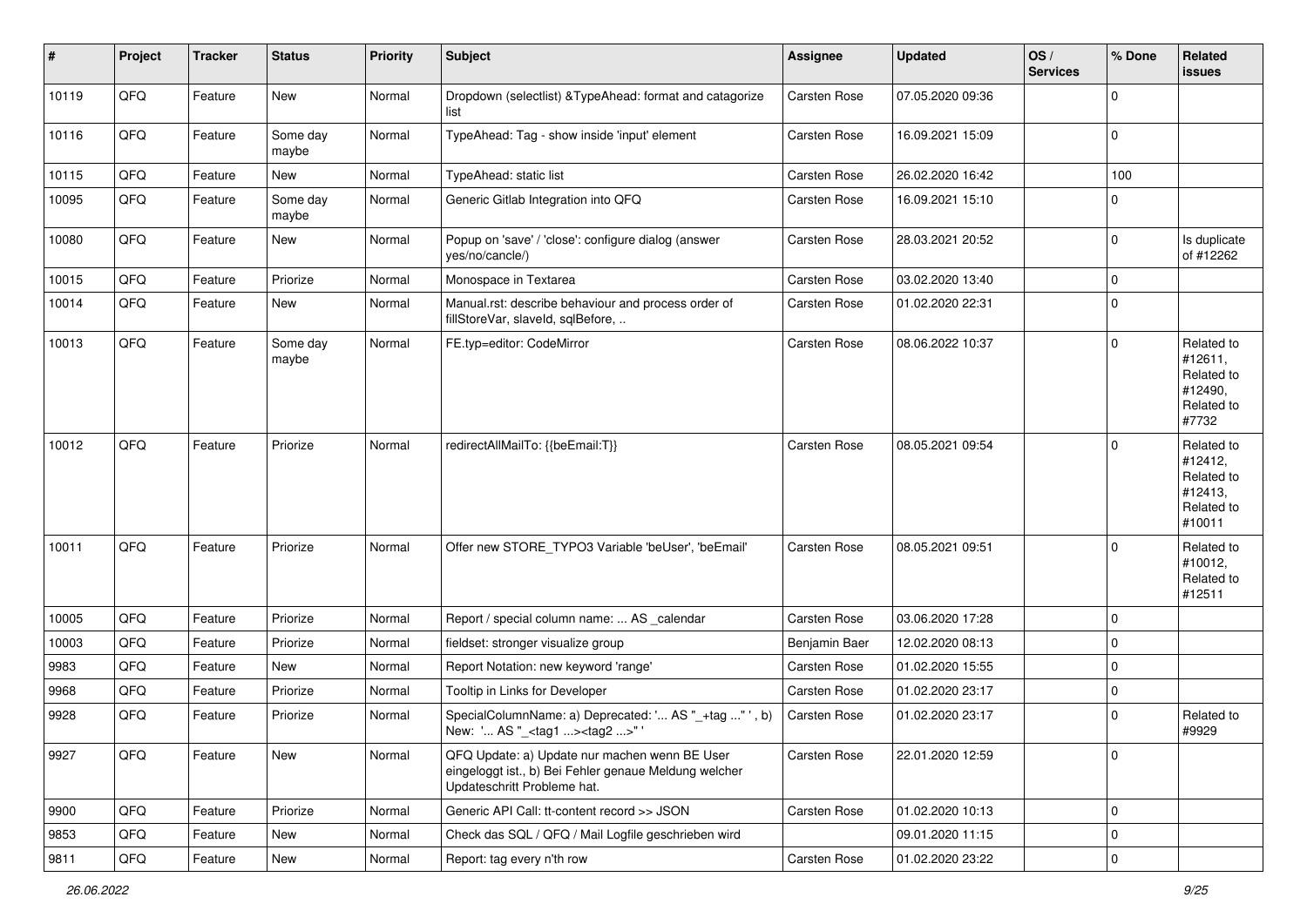| # | Project | Tracker | Status | Priority | Subject | Assignee | Updated | OS / Services | % Done | Related issues |
|---|---|---|---|---|---|---|---|---|---|---|
| 10119 | QFQ | Feature | New | Normal | Dropdown (selectlist) &TypeAhead: format and catagorize list | Carsten Rose | 07.05.2020 09:36 | | 0 | |
| 10116 | QFQ | Feature | Some day maybe | Normal | TypeAhead: Tag - show inside 'input' element | Carsten Rose | 16.09.2021 15:09 | | 0 | |
| 10115 | QFQ | Feature | New | Normal | TypeAhead: static list | Carsten Rose | 26.02.2020 16:42 | | 100 | |
| 10095 | QFQ | Feature | Some day maybe | Normal | Generic Gitlab Integration into QFQ | Carsten Rose | 16.09.2021 15:10 | | 0 | |
| 10080 | QFQ | Feature | New | Normal | Popup on 'save' / 'close': configure dialog (answer yes/no/cancle/) | Carsten Rose | 28.03.2021 20:52 | | 0 | Is duplicate of #12262 |
| 10015 | QFQ | Feature | Priorize | Normal | Monospace in Textarea | Carsten Rose | 03.02.2020 13:40 | | 0 | |
| 10014 | QFQ | Feature | New | Normal | Manual.rst: describe behaviour and process order of fillStoreVar, slaveId, sqlBefore, .. | Carsten Rose | 01.02.2020 22:31 | | 0 | |
| 10013 | QFQ | Feature | Some day maybe | Normal | FE.typ=editor: CodeMirror | Carsten Rose | 08.06.2022 10:37 | | 0 | Related to #12611, Related to #12490, Related to #7732 |
| 10012 | QFQ | Feature | Priorize | Normal | redirectAllMailTo: {{beEmail:T}} | Carsten Rose | 08.05.2021 09:54 | | 0 | Related to #12412, Related to #12413, Related to #10011 |
| 10011 | QFQ | Feature | Priorize | Normal | Offer new STORE_TYPO3 Variable 'beUser', 'beEmail' | Carsten Rose | 08.05.2021 09:51 | | 0 | Related to #10012, Related to #12511 |
| 10005 | QFQ | Feature | Priorize | Normal | Report / special column name: ... AS _calendar | Carsten Rose | 03.06.2020 17:28 | | 0 | |
| 10003 | QFQ | Feature | Priorize | Normal | fieldset: stronger visualize group | Benjamin Baer | 12.02.2020 08:13 | | 0 | |
| 9983 | QFQ | Feature | New | Normal | Report Notation: new keyword 'range' | Carsten Rose | 01.02.2020 15:55 | | 0 | |
| 9968 | QFQ | Feature | Priorize | Normal | Tooltip in Links for Developer | Carsten Rose | 01.02.2020 23:17 | | 0 | |
| 9928 | QFQ | Feature | Priorize | Normal | SpecialColumnName: a) Deprecated: '... AS "_+tag ..." ', b) New: '... AS "_<tag1 ...><tag2 ...>" ' | Carsten Rose | 01.02.2020 23:17 | | 0 | Related to #9929 |
| 9927 | QFQ | Feature | New | Normal | QFQ Update: a) Update nur machen wenn BE User eingeloggt ist., b) Bei Fehler genaue Meldung welcher Updateschritt Probleme hat. | Carsten Rose | 22.01.2020 12:59 | | 0 | |
| 9900 | QFQ | Feature | Priorize | Normal | Generic API Call: tt-content record >> JSON | Carsten Rose | 01.02.2020 10:13 | | 0 | |
| 9853 | QFQ | Feature | New | Normal | Check das SQL / QFQ / Mail Logfile geschrieben wird | | 09.01.2020 11:15 | | 0 | |
| 9811 | QFQ | Feature | New | Normal | Report: tag every n'th row | Carsten Rose | 01.02.2020 23:22 | | 0 | |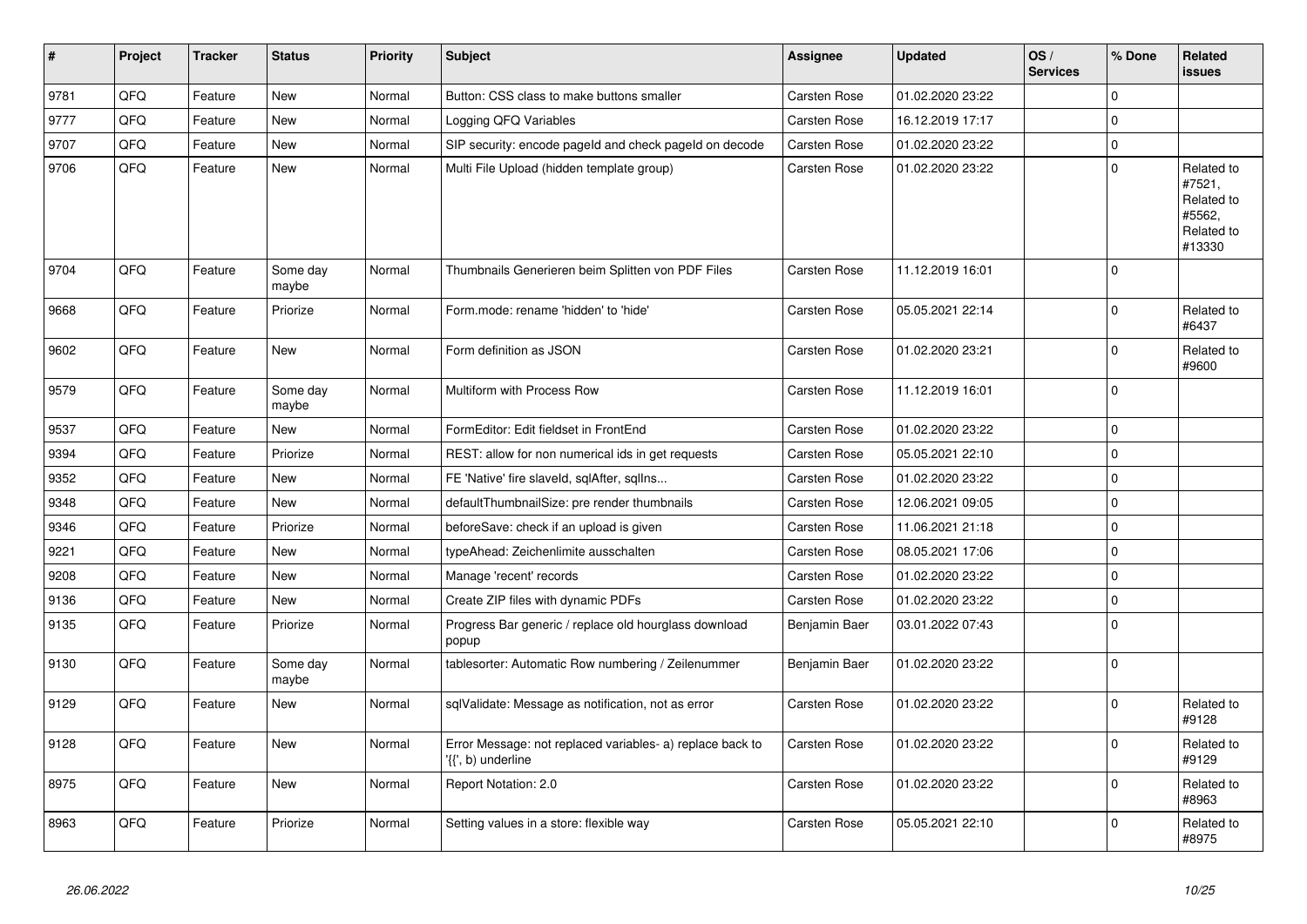| # | Project | Tracker | Status | Priority | Subject | Assignee | Updated | OS / Services | % Done | Related issues |
|---|---|---|---|---|---|---|---|---|---|---|
| 9781 | QFQ | Feature | New | Normal | Button: CSS class to make buttons smaller | Carsten Rose | 01.02.2020 23:22 | | 0 | |
| 9777 | QFQ | Feature | New | Normal | Logging QFQ Variables | Carsten Rose | 16.12.2019 17:17 | | 0 | |
| 9707 | QFQ | Feature | New | Normal | SIP security: encode pageId and check pageId on decode | Carsten Rose | 01.02.2020 23:22 | | 0 | |
| 9706 | QFQ | Feature | New | Normal | Multi File Upload (hidden template group) | Carsten Rose | 01.02.2020 23:22 | | 0 | Related to #7521, Related to #5562, Related to #13330 |
| 9704 | QFQ | Feature | Some day maybe | Normal | Thumbnails Generieren beim Splitten von PDF Files | Carsten Rose | 11.12.2019 16:01 | | 0 | |
| 9668 | QFQ | Feature | Priorize | Normal | Form.mode: rename 'hidden' to 'hide' | Carsten Rose | 05.05.2021 22:14 | | 0 | Related to #6437 |
| 9602 | QFQ | Feature | New | Normal | Form definition as JSON | Carsten Rose | 01.02.2020 23:21 | | 0 | Related to #9600 |
| 9579 | QFQ | Feature | Some day maybe | Normal | Multiform with Process Row | Carsten Rose | 11.12.2019 16:01 | | 0 | |
| 9537 | QFQ | Feature | New | Normal | FormEditor: Edit fieldset in FrontEnd | Carsten Rose | 01.02.2020 23:22 | | 0 | |
| 9394 | QFQ | Feature | Priorize | Normal | REST: allow for non numerical ids in get requests | Carsten Rose | 05.05.2021 22:10 | | 0 | |
| 9352 | QFQ | Feature | New | Normal | FE 'Native' fire slaveId, sqlAfter, sqlIns... | Carsten Rose | 01.02.2020 23:22 | | 0 | |
| 9348 | QFQ | Feature | New | Normal | defaultThumbnailSize: pre render thumbnails | Carsten Rose | 12.06.2021 09:05 | | 0 | |
| 9346 | QFQ | Feature | Priorize | Normal | beforeSave: check if an upload is given | Carsten Rose | 11.06.2021 21:18 | | 0 | |
| 9221 | QFQ | Feature | New | Normal | typeAhead: Zeichenlimite ausschalten | Carsten Rose | 08.05.2021 17:06 | | 0 | |
| 9208 | QFQ | Feature | New | Normal | Manage 'recent' records | Carsten Rose | 01.02.2020 23:22 | | 0 | |
| 9136 | QFQ | Feature | New | Normal | Create ZIP files with dynamic PDFs | Carsten Rose | 01.02.2020 23:22 | | 0 | |
| 9135 | QFQ | Feature | Priorize | Normal | Progress Bar generic / replace old hourglass download popup | Benjamin Baer | 03.01.2022 07:43 | | 0 | |
| 9130 | QFQ | Feature | Some day maybe | Normal | tablesorter: Automatic Row numbering / Zeilenummer | Benjamin Baer | 01.02.2020 23:22 | | 0 | |
| 9129 | QFQ | Feature | New | Normal | sqlValidate: Message as notification, not as error | Carsten Rose | 01.02.2020 23:22 | | 0 | Related to #9128 |
| 9128 | QFQ | Feature | New | Normal | Error Message: not replaced variables- a) replace back to '{{', b) underline | Carsten Rose | 01.02.2020 23:22 | | 0 | Related to #9129 |
| 8975 | QFQ | Feature | New | Normal | Report Notation: 2.0 | Carsten Rose | 01.02.2020 23:22 | | 0 | Related to #8963 |
| 8963 | QFQ | Feature | Priorize | Normal | Setting values in a store: flexible way | Carsten Rose | 05.05.2021 22:10 | | 0 | Related to #8975 |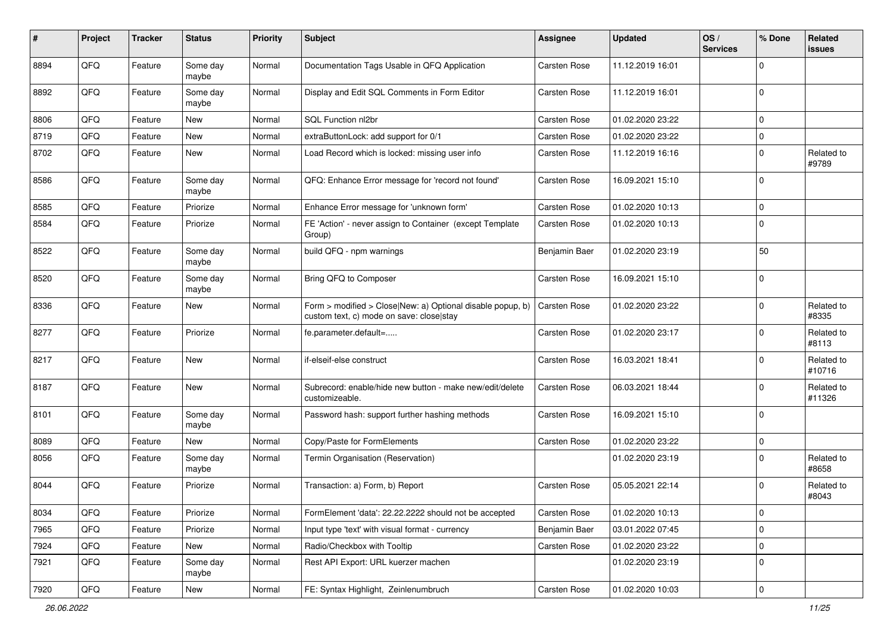| # | Project | Tracker | Status | Priority | Subject | Assignee | Updated | OS / Services | % Done | Related issues |
|---|---|---|---|---|---|---|---|---|---|---|
| 8894 | QFQ | Feature | Some day maybe | Normal | Documentation Tags Usable in QFQ Application | Carsten Rose | 11.12.2019 16:01 | | 0 | |
| 8892 | QFQ | Feature | Some day maybe | Normal | Display and Edit SQL Comments in Form Editor | Carsten Rose | 11.12.2019 16:01 | | 0 | |
| 8806 | QFQ | Feature | New | Normal | SQL Function nl2br | Carsten Rose | 01.02.2020 23:22 | | 0 | |
| 8719 | QFQ | Feature | New | Normal | extraButtonLock: add support for 0/1 | Carsten Rose | 01.02.2020 23:22 | | 0 | |
| 8702 | QFQ | Feature | New | Normal | Load Record which is locked: missing user info | Carsten Rose | 11.12.2019 16:16 | | 0 | Related to #9789 |
| 8586 | QFQ | Feature | Some day maybe | Normal | QFQ: Enhance Error message for 'record not found' | Carsten Rose | 16.09.2021 15:10 | | 0 | |
| 8585 | QFQ | Feature | Priorize | Normal | Enhance Error message for 'unknown form' | Carsten Rose | 01.02.2020 10:13 | | 0 | |
| 8584 | QFQ | Feature | Priorize | Normal | FE 'Action' - never assign to Container (except Template Group) | Carsten Rose | 01.02.2020 10:13 | | 0 | |
| 8522 | QFQ | Feature | Some day maybe | Normal | build QFQ - npm warnings | Benjamin Baer | 01.02.2020 23:19 | | 50 | |
| 8520 | QFQ | Feature | Some day maybe | Normal | Bring QFQ to Composer | Carsten Rose | 16.09.2021 15:10 | | 0 | |
| 8336 | QFQ | Feature | New | Normal | Form > modified > Close\|New: a) Optional disable popup, b) custom text, c) mode on save: close\|stay | Carsten Rose | 01.02.2020 23:22 | | 0 | Related to #8335 |
| 8277 | QFQ | Feature | Priorize | Normal | fe.parameter.default=..... | Carsten Rose | 01.02.2020 23:17 | | 0 | Related to #8113 |
| 8217 | QFQ | Feature | New | Normal | if-elseif-else construct | Carsten Rose | 16.03.2021 18:41 | | 0 | Related to #10716 |
| 8187 | QFQ | Feature | New | Normal | Subrecord: enable/hide new button - make new/edit/delete customizeable. | Carsten Rose | 06.03.2021 18:44 | | 0 | Related to #11326 |
| 8101 | QFQ | Feature | Some day maybe | Normal | Password hash: support further hashing methods | Carsten Rose | 16.09.2021 15:10 | | 0 | |
| 8089 | QFQ | Feature | New | Normal | Copy/Paste for FormElements | Carsten Rose | 01.02.2020 23:22 | | 0 | |
| 8056 | QFQ | Feature | Some day maybe | Normal | Termin Organisation (Reservation) | | 01.02.2020 23:19 | | 0 | Related to #8658 |
| 8044 | QFQ | Feature | Priorize | Normal | Transaction: a) Form, b) Report | Carsten Rose | 05.05.2021 22:14 | | 0 | Related to #8043 |
| 8034 | QFQ | Feature | Priorize | Normal | FormElement 'data': 22.22.2222 should not be accepted | Carsten Rose | 01.02.2020 10:13 | | 0 | |
| 7965 | QFQ | Feature | Priorize | Normal | Input type 'text' with visual format - currency | Benjamin Baer | 03.01.2022 07:45 | | 0 | |
| 7924 | QFQ | Feature | New | Normal | Radio/Checkbox with Tooltip | Carsten Rose | 01.02.2020 23:22 | | 0 | |
| 7921 | QFQ | Feature | Some day maybe | Normal | Rest API Export: URL kuerzer machen | | 01.02.2020 23:19 | | 0 | |
| 7920 | QFQ | Feature | New | Normal | FE: Syntax Highlight, Zeinlenumbruch | Carsten Rose | 01.02.2020 10:03 | | 0 | |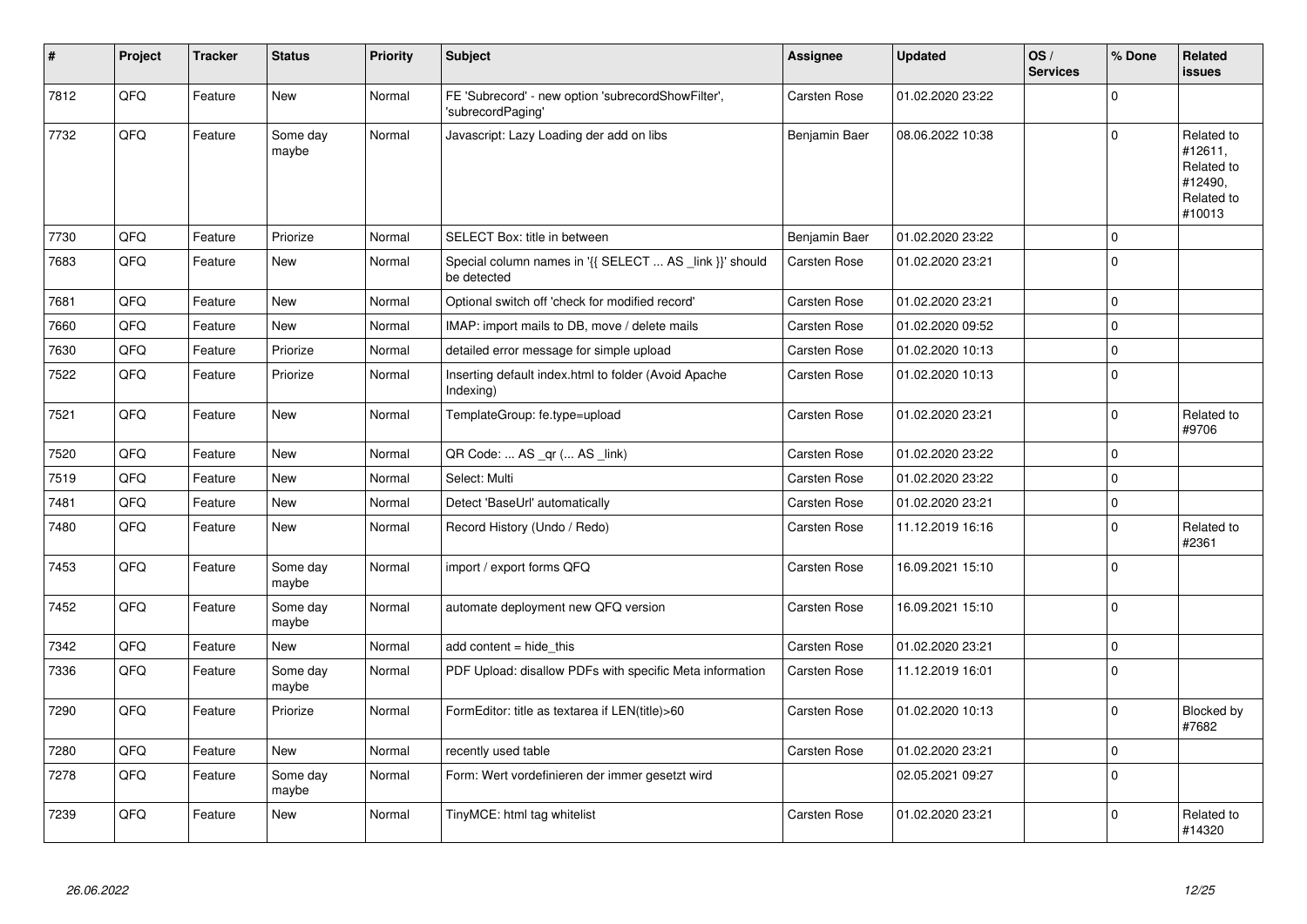| # | Project | Tracker | Status | Priority | Subject | Assignee | Updated | OS / Services | % Done | Related issues |
|---|---|---|---|---|---|---|---|---|---|---|
| 7812 | QFQ | Feature | New | Normal | FE 'Subrecord' - new option 'subrecordShowFilter', 'subrecordPaging' | Carsten Rose | 01.02.2020 23:22 | | 0 | |
| 7732 | QFQ | Feature | Some day maybe | Normal | Javascript: Lazy Loading der add on libs | Benjamin Baer | 08.06.2022 10:38 | | 0 | Related to #12611, Related to #12490, Related to #10013 |
| 7730 | QFQ | Feature | Priorize | Normal | SELECT Box: title in between | Benjamin Baer | 01.02.2020 23:22 | | 0 | |
| 7683 | QFQ | Feature | New | Normal | Special column names in '{{ SELECT ... AS _link }}' should be detected | Carsten Rose | 01.02.2020 23:21 | | 0 | |
| 7681 | QFQ | Feature | New | Normal | Optional switch off 'check for modified record' | Carsten Rose | 01.02.2020 23:21 | | 0 | |
| 7660 | QFQ | Feature | New | Normal | IMAP: import mails to DB, move / delete mails | Carsten Rose | 01.02.2020 09:52 | | 0 | |
| 7630 | QFQ | Feature | Priorize | Normal | detailed error message for simple upload | Carsten Rose | 01.02.2020 10:13 | | 0 | |
| 7522 | QFQ | Feature | Priorize | Normal | Inserting default index.html to folder (Avoid Apache Indexing) | Carsten Rose | 01.02.2020 10:13 | | 0 | |
| 7521 | QFQ | Feature | New | Normal | TemplateGroup: fe.type=upload | Carsten Rose | 01.02.2020 23:21 | | 0 | Related to #9706 |
| 7520 | QFQ | Feature | New | Normal | QR Code: ... AS _qr (... AS _link) | Carsten Rose | 01.02.2020 23:22 | | 0 | |
| 7519 | QFQ | Feature | New | Normal | Select: Multi | Carsten Rose | 01.02.2020 23:22 | | 0 | |
| 7481 | QFQ | Feature | New | Normal | Detect 'BaseUrl' automatically | Carsten Rose | 01.02.2020 23:21 | | 0 | |
| 7480 | QFQ | Feature | New | Normal | Record History (Undo / Redo) | Carsten Rose | 11.12.2019 16:16 | | 0 | Related to #2361 |
| 7453 | QFQ | Feature | Some day maybe | Normal | import / export forms QFQ | Carsten Rose | 16.09.2021 15:10 | | 0 | |
| 7452 | QFQ | Feature | Some day maybe | Normal | automate deployment new QFQ version | Carsten Rose | 16.09.2021 15:10 | | 0 | |
| 7342 | QFQ | Feature | New | Normal | add content = hide_this | Carsten Rose | 01.02.2020 23:21 | | 0 | |
| 7336 | QFQ | Feature | Some day maybe | Normal | PDF Upload: disallow PDFs with specific Meta information | Carsten Rose | 11.12.2019 16:01 | | 0 | |
| 7290 | QFQ | Feature | Priorize | Normal | FormEditor: title as textarea if LEN(title)>60 | Carsten Rose | 01.02.2020 10:13 | | 0 | Blocked by #7682 |
| 7280 | QFQ | Feature | New | Normal | recently used table | Carsten Rose | 01.02.2020 23:21 | | 0 | |
| 7278 | QFQ | Feature | Some day maybe | Normal | Form: Wert vordefinieren der immer gesetzt wird | | 02.05.2021 09:27 | | 0 | |
| 7239 | QFQ | Feature | New | Normal | TinyMCE: html tag whitelist | Carsten Rose | 01.02.2020 23:21 | | 0 | Related to #14320 |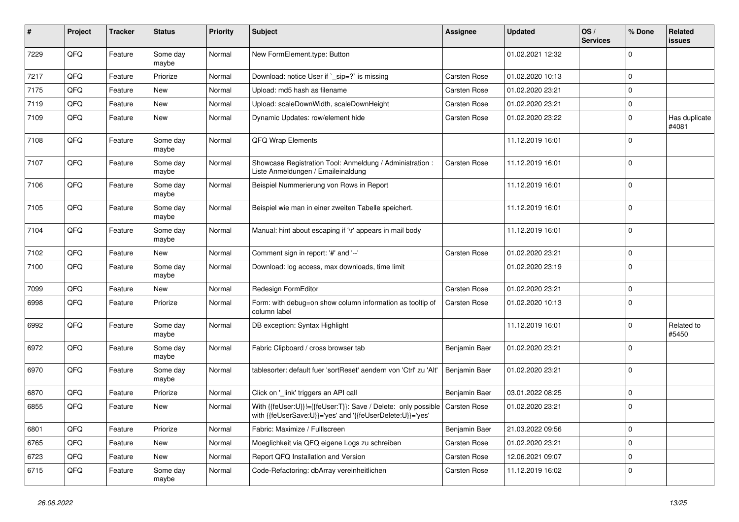| # | Project | Tracker | Status | Priority | Subject | Assignee | Updated | OS / Services | % Done | Related issues |
|---|---|---|---|---|---|---|---|---|---|---|
| 7229 | QFQ | Feature | Some day maybe | Normal | New FormElement.type: Button | | 01.02.2021 12:32 | | 0 | |
| 7217 | QFQ | Feature | Priorize | Normal | Download: notice User if `_sip=?` is missing | Carsten Rose | 01.02.2020 10:13 | | 0 | |
| 7175 | QFQ | Feature | New | Normal | Upload: md5 hash as filename | Carsten Rose | 01.02.2020 23:21 | | 0 | |
| 7119 | QFQ | Feature | New | Normal | Upload: scaleDownWidth, scaleDownHeight | Carsten Rose | 01.02.2020 23:21 | | 0 | |
| 7109 | QFQ | Feature | New | Normal | Dynamic Updates: row/element hide | Carsten Rose | 01.02.2020 23:22 | | 0 | Has duplicate #4081 |
| 7108 | QFQ | Feature | Some day maybe | Normal | QFQ Wrap Elements | | 11.12.2019 16:01 | | 0 | |
| 7107 | QFQ | Feature | Some day maybe | Normal | Showcase Registration Tool: Anmeldung / Administration : Liste Anmeldungen / Emaileinaldung | Carsten Rose | 11.12.2019 16:01 | | 0 | |
| 7106 | QFQ | Feature | Some day maybe | Normal | Beispiel Nummerierung von Rows in Report | | 11.12.2019 16:01 | | 0 | |
| 7105 | QFQ | Feature | Some day maybe | Normal | Beispiel wie man in einer zweiten Tabelle speichert. | | 11.12.2019 16:01 | | 0 | |
| 7104 | QFQ | Feature | Some day maybe | Normal | Manual: hint about escaping if '\r' appears in mail body | | 11.12.2019 16:01 | | 0 | |
| 7102 | QFQ | Feature | New | Normal | Comment sign in report: '#' and '--' | Carsten Rose | 01.02.2020 23:21 | | 0 | |
| 7100 | QFQ | Feature | Some day maybe | Normal | Download: log access, max downloads, time limit | | 01.02.2020 23:19 | | 0 | |
| 7099 | QFQ | Feature | New | Normal | Redesign FormEditor | Carsten Rose | 01.02.2020 23:21 | | 0 | |
| 6998 | QFQ | Feature | Priorize | Normal | Form: with debug=on show column information as tooltip of column label | Carsten Rose | 01.02.2020 10:13 | | 0 | |
| 6992 | QFQ | Feature | Some day maybe | Normal | DB exception: Syntax Highlight | | 11.12.2019 16:01 | | 0 | Related to #5450 |
| 6972 | QFQ | Feature | Some day maybe | Normal | Fabric Clipboard / cross browser tab | Benjamin Baer | 01.02.2020 23:21 | | 0 | |
| 6970 | QFQ | Feature | Some day maybe | Normal | tablesorter: default fuer 'sortReset' aendern von 'Ctrl' zu 'Alt' | Benjamin Baer | 01.02.2020 23:21 | | 0 | |
| 6870 | QFQ | Feature | Priorize | Normal | Click on '_link' triggers an API call | Benjamin Baer | 03.01.2022 08:25 | | 0 | |
| 6855 | QFQ | Feature | New | Normal | With {{feUser:U}}!={{feUser:T}}: Save / Delete: only possible with {{feUserSave:U}}='yes' and '{{feUserDelete:U}}='yes' | Carsten Rose | 01.02.2020 23:21 | | 0 | |
| 6801 | QFQ | Feature | Priorize | Normal | Fabric: Maximize / Fulllscreen | Benjamin Baer | 21.03.2022 09:56 | | 0 | |
| 6765 | QFQ | Feature | New | Normal | Moeglichkeit via QFQ eigene Logs zu schreiben | Carsten Rose | 01.02.2020 23:21 | | 0 | |
| 6723 | QFQ | Feature | New | Normal | Report QFQ Installation and Version | Carsten Rose | 12.06.2021 09:07 | | 0 | |
| 6715 | QFQ | Feature | Some day maybe | Normal | Code-Refactoring: dbArray vereinheitlichen | Carsten Rose | 11.12.2019 16:02 | | 0 | |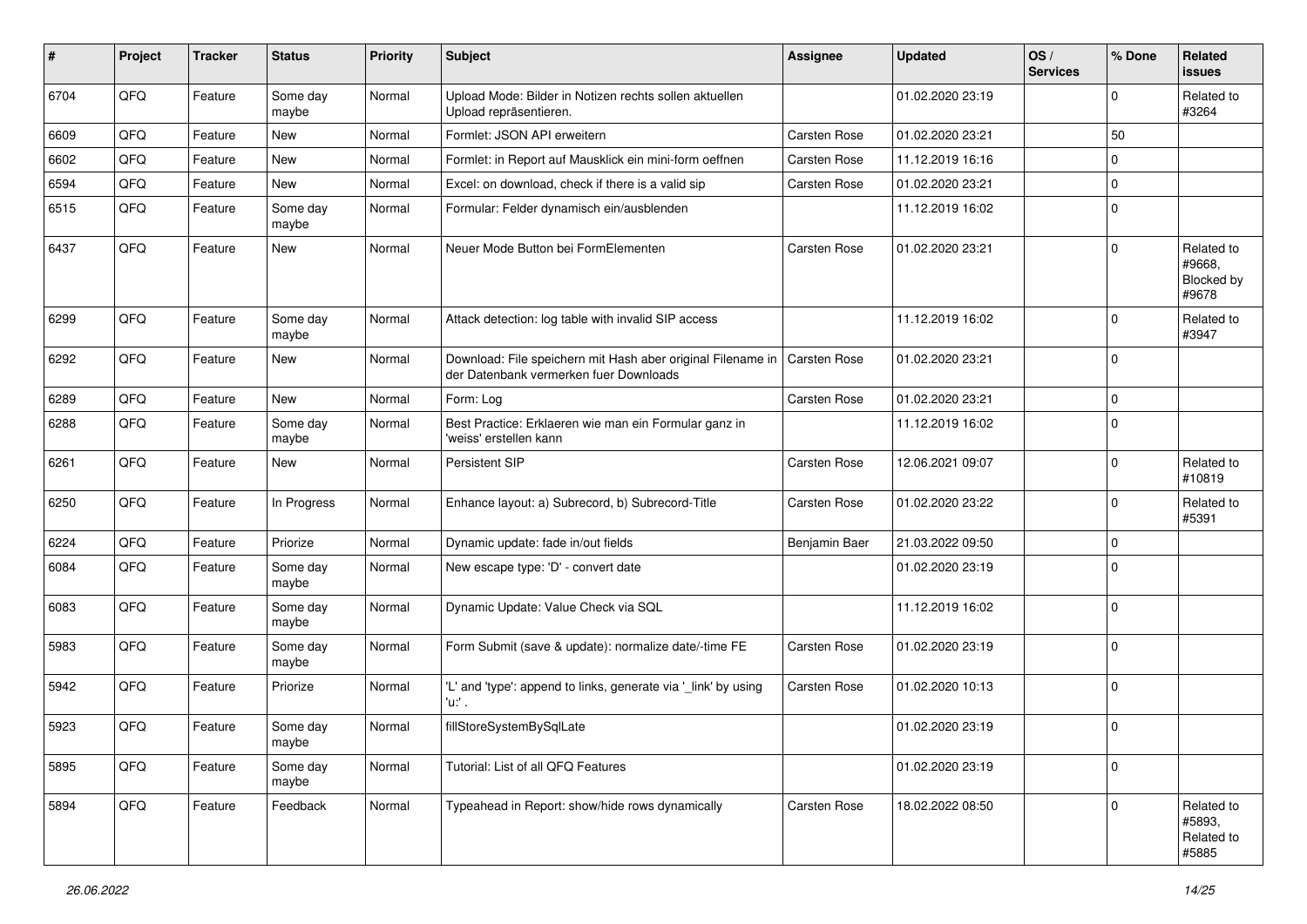| # | Project | Tracker | Status | Priority | Subject | Assignee | Updated | OS / Services | % Done | Related issues |
|---|---|---|---|---|---|---|---|---|---|---|
| 6704 | QFQ | Feature | Some day maybe | Normal | Upload Mode: Bilder in Notizen rechts sollen aktuellen Upload repräsentieren. | | 01.02.2020 23:19 | | 0 | Related to #3264 |
| 6609 | QFQ | Feature | New | Normal | Formlet: JSON API erweitern | Carsten Rose | 01.02.2020 23:21 | | 50 | |
| 6602 | QFQ | Feature | New | Normal | Formlet: in Report auf Mausklick ein mini-form oeffnen | Carsten Rose | 11.12.2019 16:16 | | 0 | |
| 6594 | QFQ | Feature | New | Normal | Excel: on download, check if there is a valid sip | Carsten Rose | 01.02.2020 23:21 | | 0 | |
| 6515 | QFQ | Feature | Some day maybe | Normal | Formular: Felder dynamisch ein/ausblenden | | 11.12.2019 16:02 | | 0 | |
| 6437 | QFQ | Feature | New | Normal | Neuer Mode Button bei FormElementen | Carsten Rose | 01.02.2020 23:21 | | 0 | Related to #9668, Blocked by #9678 |
| 6299 | QFQ | Feature | Some day maybe | Normal | Attack detection: log table with invalid SIP access | | 11.12.2019 16:02 | | 0 | Related to #3947 |
| 6292 | QFQ | Feature | New | Normal | Download: File speichern mit Hash aber original Filename in der Datenbank vermerken fuer Downloads | Carsten Rose | 01.02.2020 23:21 | | 0 | |
| 6289 | QFQ | Feature | New | Normal | Form: Log | Carsten Rose | 01.02.2020 23:21 | | 0 | |
| 6288 | QFQ | Feature | Some day maybe | Normal | Best Practice: Erklaeren wie man ein Formular ganz in 'weiss' erstellen kann | | 11.12.2019 16:02 | | 0 | |
| 6261 | QFQ | Feature | New | Normal | Persistent SIP | Carsten Rose | 12.06.2021 09:07 | | 0 | Related to #10819 |
| 6250 | QFQ | Feature | In Progress | Normal | Enhance layout: a) Subrecord, b) Subrecord-Title | Carsten Rose | 01.02.2020 23:22 | | 0 | Related to #5391 |
| 6224 | QFQ | Feature | Priorize | Normal | Dynamic update: fade in/out fields | Benjamin Baer | 21.03.2022 09:50 | | 0 | |
| 6084 | QFQ | Feature | Some day maybe | Normal | New escape type: 'D' - convert date | | 01.02.2020 23:19 | | 0 | |
| 6083 | QFQ | Feature | Some day maybe | Normal | Dynamic Update: Value Check via SQL | | 11.12.2019 16:02 | | 0 | |
| 5983 | QFQ | Feature | Some day maybe | Normal | Form Submit (save & update): normalize date/-time FE | Carsten Rose | 01.02.2020 23:19 | | 0 | |
| 5942 | QFQ | Feature | Priorize | Normal | 'L' and 'type': append to links, generate via '_link' by using 'u:' . | Carsten Rose | 01.02.2020 10:13 | | 0 | |
| 5923 | QFQ | Feature | Some day maybe | Normal | fillStoreSystemBySqlLate | | 01.02.2020 23:19 | | 0 | |
| 5895 | QFQ | Feature | Some day maybe | Normal | Tutorial: List of all QFQ Features | | 01.02.2020 23:19 | | 0 | |
| 5894 | QFQ | Feature | Feedback | Normal | Typeahead in Report: show/hide rows dynamically | Carsten Rose | 18.02.2022 08:50 | | 0 | Related to #5893, Related to #5885 |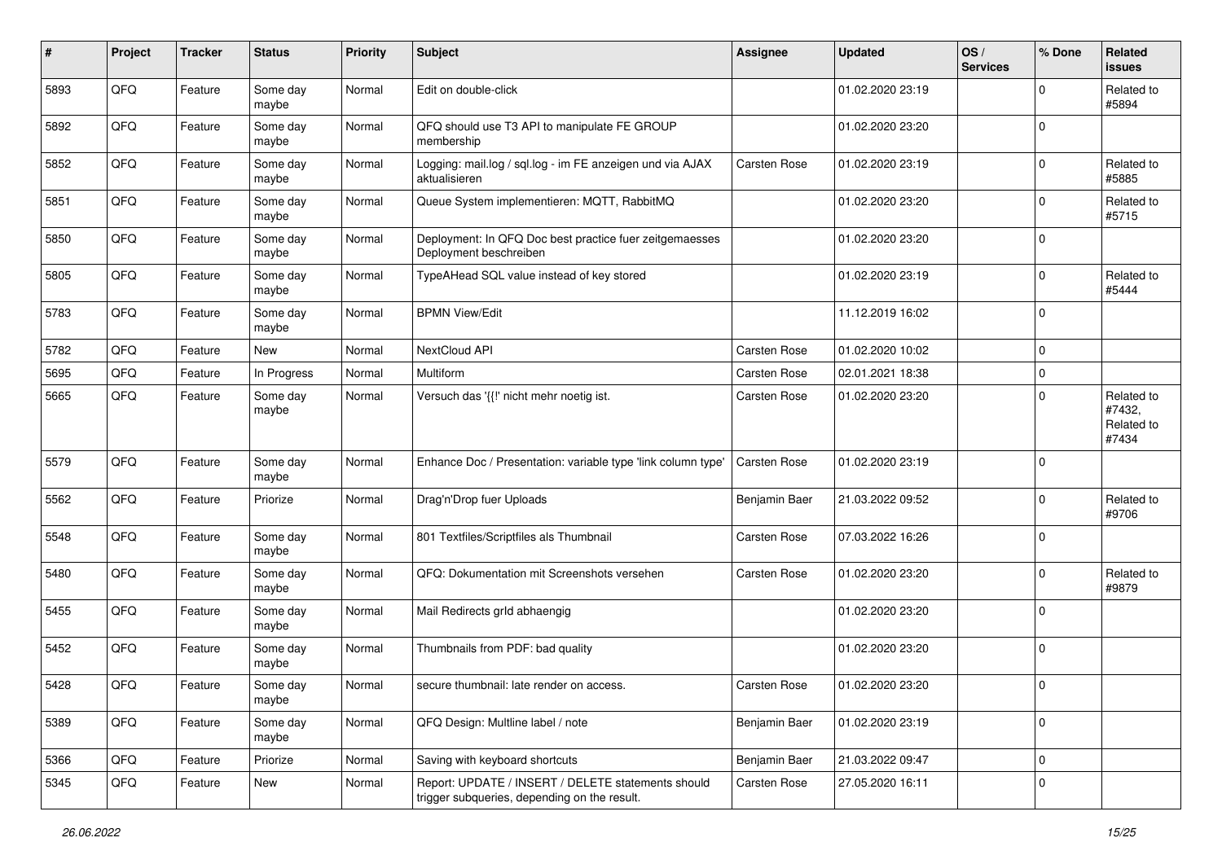| # | Project | Tracker | Status | Priority | Subject | Assignee | Updated | OS / Services | % Done | Related issues |
|---|---|---|---|---|---|---|---|---|---|---|
| 5893 | QFQ | Feature | Some day maybe | Normal | Edit on double-click | | 01.02.2020 23:19 | | 0 | Related to #5894 |
| 5892 | QFQ | Feature | Some day maybe | Normal | QFQ should use T3 API to manipulate FE GROUP membership | | 01.02.2020 23:20 | | 0 | |
| 5852 | QFQ | Feature | Some day maybe | Normal | Logging: mail.log / sql.log - im FE anzeigen und via AJAX aktualisieren | Carsten Rose | 01.02.2020 23:19 | | 0 | Related to #5885 |
| 5851 | QFQ | Feature | Some day maybe | Normal | Queue System implementieren: MQTT, RabbitMQ | | 01.02.2020 23:20 | | 0 | Related to #5715 |
| 5850 | QFQ | Feature | Some day maybe | Normal | Deployment: In QFQ Doc best practice fuer zeitgemaesses Deployment beschreiben | | 01.02.2020 23:20 | | 0 | |
| 5805 | QFQ | Feature | Some day maybe | Normal | TypeAHead SQL value instead of key stored | | 01.02.2020 23:19 | | 0 | Related to #5444 |
| 5783 | QFQ | Feature | Some day maybe | Normal | BPMN View/Edit | | 11.12.2019 16:02 | | 0 | |
| 5782 | QFQ | Feature | New | Normal | NextCloud API | Carsten Rose | 01.02.2020 10:02 | | 0 | |
| 5695 | QFQ | Feature | In Progress | Normal | Multiform | Carsten Rose | 02.01.2021 18:38 | | 0 | |
| 5665 | QFQ | Feature | Some day maybe | Normal | Versuch das '{{!' nicht mehr noetig ist. | Carsten Rose | 01.02.2020 23:20 | | 0 | Related to #7432, Related to #7434 |
| 5579 | QFQ | Feature | Some day maybe | Normal | Enhance Doc / Presentation: variable type 'link column type' | Carsten Rose | 01.02.2020 23:19 | | 0 | |
| 5562 | QFQ | Feature | Priorize | Normal | Drag'n'Drop fuer Uploads | Benjamin Baer | 21.03.2022 09:52 | | 0 | Related to #9706 |
| 5548 | QFQ | Feature | Some day maybe | Normal | 801 Textfiles/Scriptfiles als Thumbnail | Carsten Rose | 07.03.2022 16:26 | | 0 | |
| 5480 | QFQ | Feature | Some day maybe | Normal | QFQ: Dokumentation mit Screenshots versehen | Carsten Rose | 01.02.2020 23:20 | | 0 | Related to #9879 |
| 5455 | QFQ | Feature | Some day maybe | Normal | Mail Redirects grId abhaengig | | 01.02.2020 23:20 | | 0 | |
| 5452 | QFQ | Feature | Some day maybe | Normal | Thumbnails from PDF: bad quality | | 01.02.2020 23:20 | | 0 | |
| 5428 | QFQ | Feature | Some day maybe | Normal | secure thumbnail: late render on access. | Carsten Rose | 01.02.2020 23:20 | | 0 | |
| 5389 | QFQ | Feature | Some day maybe | Normal | QFQ Design: Multline label / note | Benjamin Baer | 01.02.2020 23:19 | | 0 | |
| 5366 | QFQ | Feature | Priorize | Normal | Saving with keyboard shortcuts | Benjamin Baer | 21.03.2022 09:47 | | 0 | |
| 5345 | QFQ | Feature | New | Normal | Report: UPDATE / INSERT / DELETE statements should trigger subqueries, depending on the result. | Carsten Rose | 27.05.2020 16:11 | | 0 | |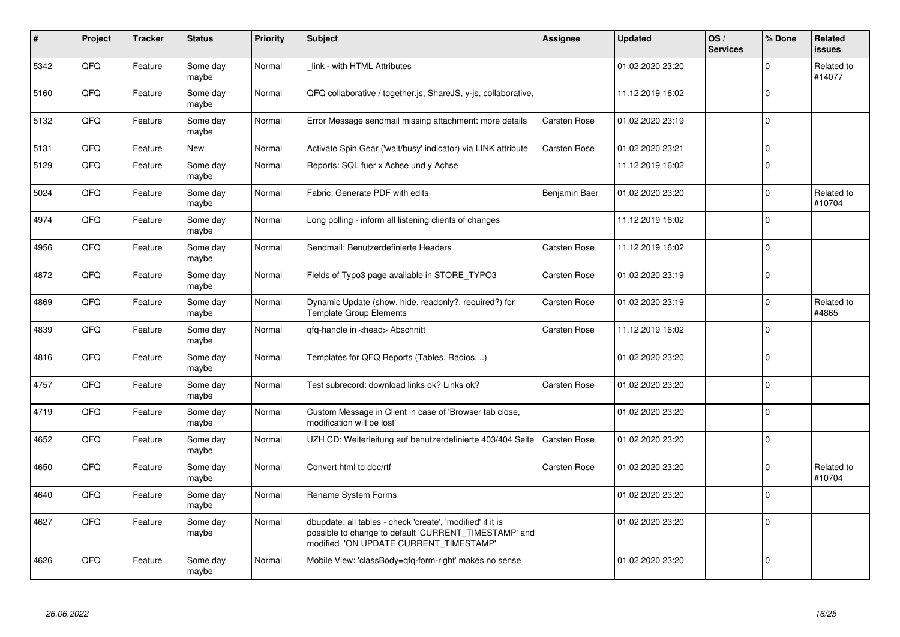| # | Project | Tracker | Status | Priority | Subject | Assignee | Updated | OS / Services | % Done | Related issues |
|---|---|---|---|---|---|---|---|---|---|---|
| 5342 | QFQ | Feature | Some day maybe | Normal | _link - with HTML Attributes | | 01.02.2020 23:20 | | 0 | Related to #14077 |
| 5160 | QFQ | Feature | Some day maybe | Normal | QFQ collaborative / together.js, ShareJS, y-js, collaborative, | | 11.12.2019 16:02 | | 0 | |
| 5132 | QFQ | Feature | Some day maybe | Normal | Error Message sendmail missing attachment: more details | Carsten Rose | 01.02.2020 23:19 | | 0 | |
| 5131 | QFQ | Feature | New | Normal | Activate Spin Gear ('wait/busy' indicator) via LINK attribute | Carsten Rose | 01.02.2020 23:21 | | 0 | |
| 5129 | QFQ | Feature | Some day maybe | Normal | Reports: SQL fuer x Achse und y Achse | | 11.12.2019 16:02 | | 0 | |
| 5024 | QFQ | Feature | Some day maybe | Normal | Fabric: Generate PDF with edits | Benjamin Baer | 01.02.2020 23:20 | | 0 | Related to #10704 |
| 4974 | QFQ | Feature | Some day maybe | Normal | Long polling - inform all listening clients of changes | | 11.12.2019 16:02 | | 0 | |
| 4956 | QFQ | Feature | Some day maybe | Normal | Sendmail: Benutzerdefinierte Headers | Carsten Rose | 11.12.2019 16:02 | | 0 | |
| 4872 | QFQ | Feature | Some day maybe | Normal | Fields of Typo3 page available in STORE_TYPO3 | Carsten Rose | 01.02.2020 23:19 | | 0 | |
| 4869 | QFQ | Feature | Some day maybe | Normal | Dynamic Update (show, hide, readonly?, required?) for Template Group Elements | Carsten Rose | 01.02.2020 23:19 | | 0 | Related to #4865 |
| 4839 | QFQ | Feature | Some day maybe | Normal | qfq-handle in <head> Abschnitt | Carsten Rose | 11.12.2019 16:02 | | 0 | |
| 4816 | QFQ | Feature | Some day maybe | Normal | Templates for QFQ Reports (Tables, Radios, ..) | | 01.02.2020 23:20 | | 0 | |
| 4757 | QFQ | Feature | Some day maybe | Normal | Test subrecord: download links ok? Links ok? | Carsten Rose | 01.02.2020 23:20 | | 0 | |
| 4719 | QFQ | Feature | Some day maybe | Normal | Custom Message in Client in case of 'Browser tab close, modification will be lost' | | 01.02.2020 23:20 | | 0 | |
| 4652 | QFQ | Feature | Some day maybe | Normal | UZH CD: Weiterleitung auf benutzerdefinierte 403/404 Seite | Carsten Rose | 01.02.2020 23:20 | | 0 | |
| 4650 | QFQ | Feature | Some day maybe | Normal | Convert html to doc/rtf | Carsten Rose | 01.02.2020 23:20 | | 0 | Related to #10704 |
| 4640 | QFQ | Feature | Some day maybe | Normal | Rename System Forms | | 01.02.2020 23:20 | | 0 | |
| 4627 | QFQ | Feature | Some day maybe | Normal | dbupdate: all tables - check 'create', 'modified' if it is possible to change to default 'CURRENT_TIMESTAMP' and modified 'ON UPDATE CURRENT_TIMESTAMP' | | 01.02.2020 23:20 | | 0 | |
| 4626 | QFQ | Feature | Some day maybe | Normal | Mobile View: 'classBody=qfq-form-right' makes no sense | | 01.02.2020 23:20 | | 0 | |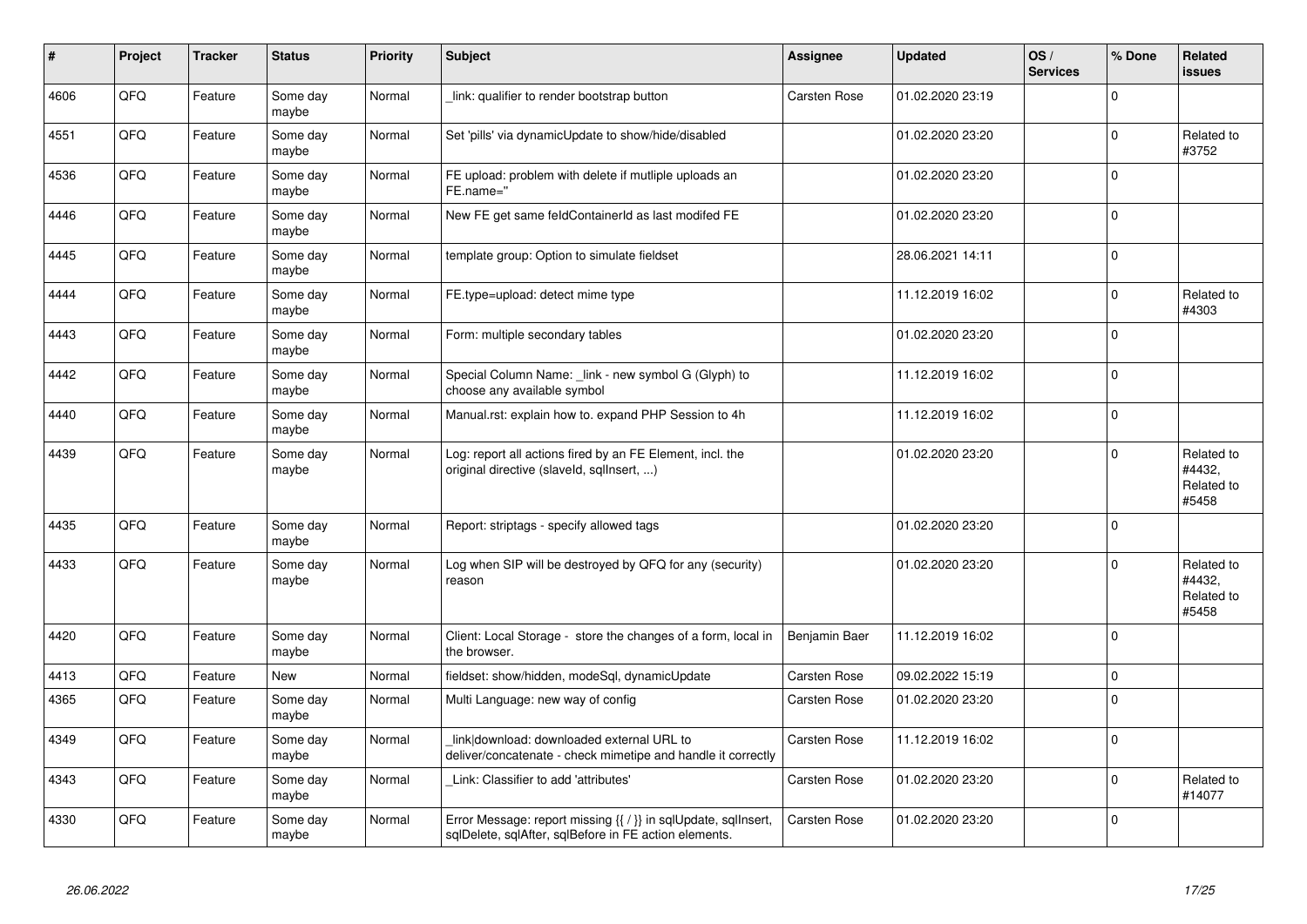| # | Project | Tracker | Status | Priority | Subject | Assignee | Updated | OS / Services | % Done | Related issues |
|---|---|---|---|---|---|---|---|---|---|---|
| 4606 | QFQ | Feature | Some day maybe | Normal | _link: qualifier to render bootstrap button | Carsten Rose | 01.02.2020 23:19 | | 0 | |
| 4551 | QFQ | Feature | Some day maybe | Normal | Set 'pills' via dynamicUpdate to show/hide/disabled | | 01.02.2020 23:20 | | 0 | Related to #3752 |
| 4536 | QFQ | Feature | Some day maybe | Normal | FE upload: problem with delete if mutliple uploads an FE.name='' | | 01.02.2020 23:20 | | 0 | |
| 4446 | QFQ | Feature | Some day maybe | Normal | New FE get same feldContainerId as last modifed FE | | 01.02.2020 23:20 | | 0 | |
| 4445 | QFQ | Feature | Some day maybe | Normal | template group: Option to simulate fieldset | | 28.06.2021 14:11 | | 0 | |
| 4444 | QFQ | Feature | Some day maybe | Normal | FE.type=upload: detect mime type | | 11.12.2019 16:02 | | 0 | Related to #4303 |
| 4443 | QFQ | Feature | Some day maybe | Normal | Form: multiple secondary tables | | 01.02.2020 23:20 | | 0 | |
| 4442 | QFQ | Feature | Some day maybe | Normal | Special Column Name: _link - new symbol G (Glyph) to choose any available symbol | | 11.12.2019 16:02 | | 0 | |
| 4440 | QFQ | Feature | Some day maybe | Normal | Manual.rst: explain how to. expand PHP Session to 4h | | 11.12.2019 16:02 | | 0 | |
| 4439 | QFQ | Feature | Some day maybe | Normal | Log: report all actions fired by an FE Element, incl. the original directive (slaveId, sqlInsert, ...) | | 01.02.2020 23:20 | | 0 | Related to #4432, Related to #5458 |
| 4435 | QFQ | Feature | Some day maybe | Normal | Report: striptags - specify allowed tags | | 01.02.2020 23:20 | | 0 | |
| 4433 | QFQ | Feature | Some day maybe | Normal | Log when SIP will be destroyed by QFQ for any (security) reason | | 01.02.2020 23:20 | | 0 | Related to #4432, Related to #5458 |
| 4420 | QFQ | Feature | Some day maybe | Normal | Client: Local Storage - store the changes of a form, local in the browser. | Benjamin Baer | 11.12.2019 16:02 | | 0 | |
| 4413 | QFQ | Feature | New | Normal | fieldset: show/hidden, modeSql, dynamicUpdate | Carsten Rose | 09.02.2022 15:19 | | 0 | |
| 4365 | QFQ | Feature | Some day maybe | Normal | Multi Language: new way of config | Carsten Rose | 01.02.2020 23:20 | | 0 | |
| 4349 | QFQ | Feature | Some day maybe | Normal | link\|download: downloaded external URL to deliver/concatenate - check mimetipe and handle it correctly | Carsten Rose | 11.12.2019 16:02 | | 0 | |
| 4343 | QFQ | Feature | Some day maybe | Normal | _Link: Classifier to add 'attributes' | Carsten Rose | 01.02.2020 23:20 | | 0 | Related to #14077 |
| 4330 | QFQ | Feature | Some day maybe | Normal | Error Message: report missing {{ / }} in sqlUpdate, sqlInsert, sqlDelete, sqlAfter, sqlBefore in FE action elements. | Carsten Rose | 01.02.2020 23:20 | | 0 | |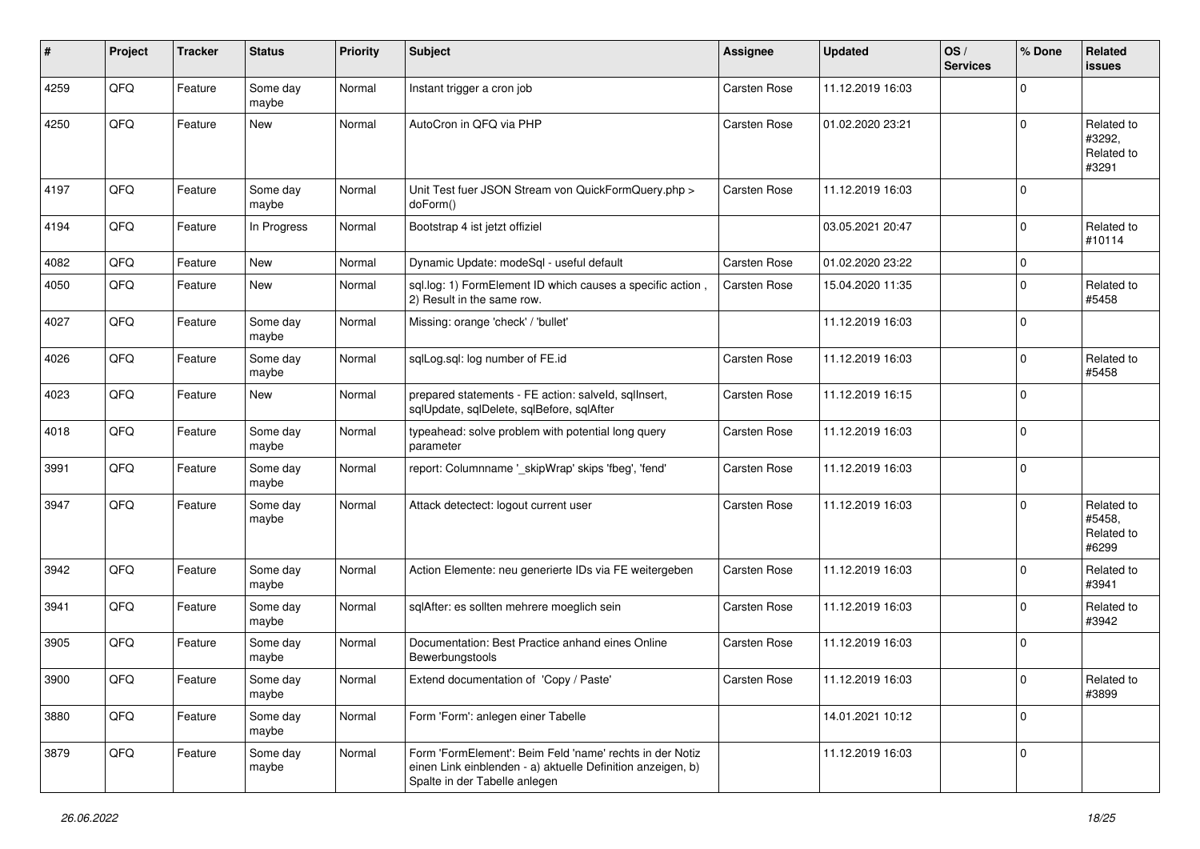| # | Project | Tracker | Status | Priority | Subject | Assignee | Updated | OS / Services | % Done | Related issues |
|---|---|---|---|---|---|---|---|---|---|---|
| 4259 | QFQ | Feature | Some day maybe | Normal | Instant trigger a cron job | Carsten Rose | 11.12.2019 16:03 | | 0 | |
| 4250 | QFQ | Feature | New | Normal | AutoCron in QFQ via PHP | Carsten Rose | 01.02.2020 23:21 | | 0 | Related to #3292, Related to #3291 |
| 4197 | QFQ | Feature | Some day maybe | Normal | Unit Test fuer JSON Stream von QuickFormQuery.php > doForm() | Carsten Rose | 11.12.2019 16:03 | | 0 | |
| 4194 | QFQ | Feature | In Progress | Normal | Bootstrap 4 ist jetzt offiziel | | 03.05.2021 20:47 | | 0 | Related to #10114 |
| 4082 | QFQ | Feature | New | Normal | Dynamic Update: modeSql - useful default | Carsten Rose | 01.02.2020 23:22 | | 0 | |
| 4050 | QFQ | Feature | New | Normal | sql.log: 1) FormElement ID which causes a specific action , 2) Result in the same row. | Carsten Rose | 15.04.2020 11:35 | | 0 | Related to #5458 |
| 4027 | QFQ | Feature | Some day maybe | Normal | Missing: orange 'check' / 'bullet' | | 11.12.2019 16:03 | | 0 | |
| 4026 | QFQ | Feature | Some day maybe | Normal | sqlLog.sql: log number of FE.id | Carsten Rose | 11.12.2019 16:03 | | 0 | Related to #5458 |
| 4023 | QFQ | Feature | New | Normal | prepared statements - FE action: salveld, sqlInsert, sqlUpdate, sqlDelete, sqlBefore, sqlAfter | Carsten Rose | 11.12.2019 16:15 | | 0 | |
| 4018 | QFQ | Feature | Some day maybe | Normal | typeahead: solve problem with potential long query parameter | Carsten Rose | 11.12.2019 16:03 | | 0 | |
| 3991 | QFQ | Feature | Some day maybe | Normal | report: Columnname '_skipWrap' skips 'fbeg', 'fend' | Carsten Rose | 11.12.2019 16:03 | | 0 | |
| 3947 | QFQ | Feature | Some day maybe | Normal | Attack detectect: logout current user | Carsten Rose | 11.12.2019 16:03 | | 0 | Related to #5458, Related to #6299 |
| 3942 | QFQ | Feature | Some day maybe | Normal | Action Elemente: neu generierte IDs via FE weitergeben | Carsten Rose | 11.12.2019 16:03 | | 0 | Related to #3941 |
| 3941 | QFQ | Feature | Some day maybe | Normal | sqlAfter: es sollten mehrere moeglich sein | Carsten Rose | 11.12.2019 16:03 | | 0 | Related to #3942 |
| 3905 | QFQ | Feature | Some day maybe | Normal | Documentation: Best Practice anhand eines Online Bewerbungstools | Carsten Rose | 11.12.2019 16:03 | | 0 | |
| 3900 | QFQ | Feature | Some day maybe | Normal | Extend documentation of 'Copy / Paste' | Carsten Rose | 11.12.2019 16:03 | | 0 | Related to #3899 |
| 3880 | QFQ | Feature | Some day maybe | Normal | Form 'Form': anlegen einer Tabelle | | 14.01.2021 10:12 | | 0 | |
| 3879 | QFQ | Feature | Some day maybe | Normal | Form 'FormElement': Beim Feld 'name' rechts in der Notiz einen Link einblenden - a) aktuelle Definition anzeigen, b) Spalte in der Tabelle anlegen | | 11.12.2019 16:03 | | 0 | |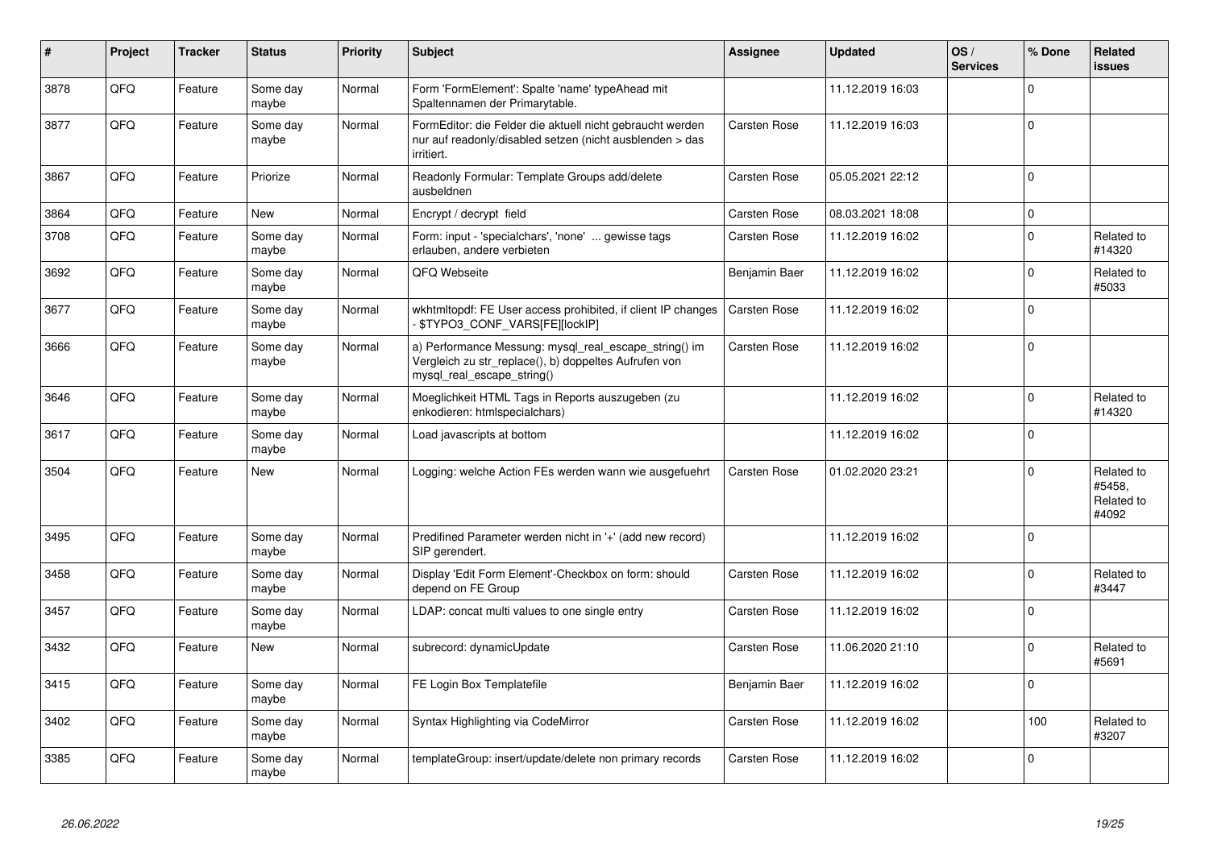| # | Project | Tracker | Status | Priority | Subject | Assignee | Updated | OS / Services | % Done | Related issues |
|---|---|---|---|---|---|---|---|---|---|---|
| 3878 | QFQ | Feature | Some day maybe | Normal | Form 'FormElement': Spalte 'name' typeAhead mit Spaltennamen der Primarytable. | | 11.12.2019 16:03 | | 0 | |
| 3877 | QFQ | Feature | Some day maybe | Normal | FormEditor: die Felder die aktuell nicht gebraucht werden nur auf readonly/disabled setzen (nicht ausblenden > das irritiert. | Carsten Rose | 11.12.2019 16:03 | | 0 | |
| 3867 | QFQ | Feature | Priorize | Normal | Readonly Formular: Template Groups add/delete ausbeldnen | Carsten Rose | 05.05.2021 22:12 | | 0 | |
| 3864 | QFQ | Feature | New | Normal | Encrypt / decrypt field | Carsten Rose | 08.03.2021 18:08 | | 0 | |
| 3708 | QFQ | Feature | Some day maybe | Normal | Form: input - 'specialchars', 'none' ... gewisse tags erlauben, andere verbieten | Carsten Rose | 11.12.2019 16:02 | | 0 | Related to #14320 |
| 3692 | QFQ | Feature | Some day maybe | Normal | QFQ Webseite | Benjamin Baer | 11.12.2019 16:02 | | 0 | Related to #5033 |
| 3677 | QFQ | Feature | Some day maybe | Normal | wkhtmltopdf: FE User access prohibited, if client IP changes - $TYPO3_CONF_VARS[FE][lockIP] | Carsten Rose | 11.12.2019 16:02 | | 0 | |
| 3666 | QFQ | Feature | Some day maybe | Normal | a) Performance Messung: mysql_real_escape_string() im Vergleich zu str_replace(), b) doppeltes Aufrufen von mysql_real_escape_string() | Carsten Rose | 11.12.2019 16:02 | | 0 | |
| 3646 | QFQ | Feature | Some day maybe | Normal | Moeglichkeit HTML Tags in Reports auszugeben (zu enkodieren: htmlspecialchars) | | 11.12.2019 16:02 | | 0 | Related to #14320 |
| 3617 | QFQ | Feature | Some day maybe | Normal | Load javascripts at bottom | | 11.12.2019 16:02 | | 0 | |
| 3504 | QFQ | Feature | New | Normal | Logging: welche Action FEs werden wann wie ausgefuehrt | Carsten Rose | 01.02.2020 23:21 | | 0 | Related to #5458, Related to #4092 |
| 3495 | QFQ | Feature | Some day maybe | Normal | Predifined Parameter werden nicht in '+' (add new record) SIP gerendert. | | 11.12.2019 16:02 | | 0 | |
| 3458 | QFQ | Feature | Some day maybe | Normal | Display 'Edit Form Element'-Checkbox on form: should depend on FE Group | Carsten Rose | 11.12.2019 16:02 | | 0 | Related to #3447 |
| 3457 | QFQ | Feature | Some day maybe | Normal | LDAP: concat multi values to one single entry | Carsten Rose | 11.12.2019 16:02 | | 0 | |
| 3432 | QFQ | Feature | New | Normal | subrecord: dynamicUpdate | Carsten Rose | 11.06.2020 21:10 | | 0 | Related to #5691 |
| 3415 | QFQ | Feature | Some day maybe | Normal | FE Login Box Templatefile | Benjamin Baer | 11.12.2019 16:02 | | 0 | |
| 3402 | QFQ | Feature | Some day maybe | Normal | Syntax Highlighting via CodeMirror | Carsten Rose | 11.12.2019 16:02 | | 100 | Related to #3207 |
| 3385 | QFQ | Feature | Some day maybe | Normal | templateGroup: insert/update/delete non primary records | Carsten Rose | 11.12.2019 16:02 | | 0 | |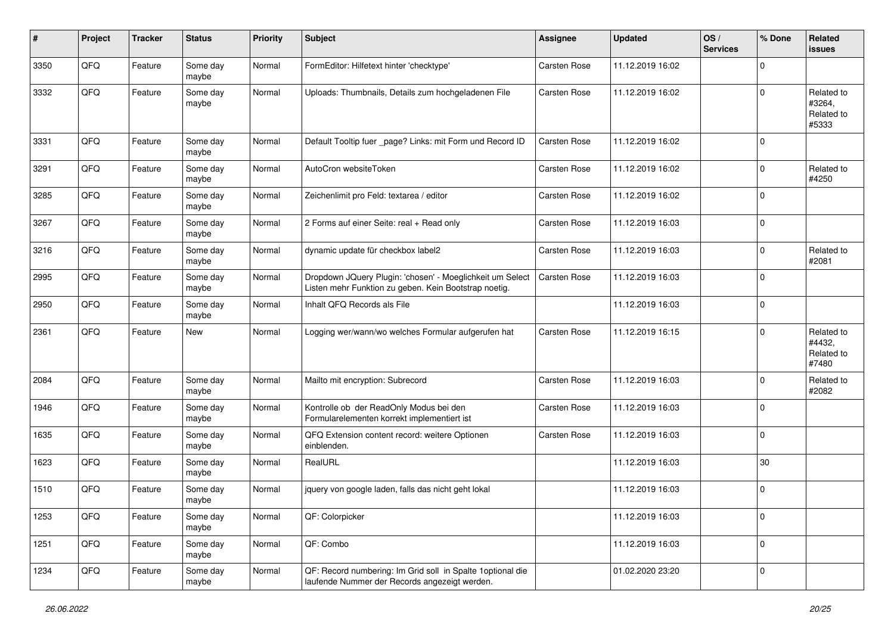| # | Project | Tracker | Status | Priority | Subject | Assignee | Updated | OS / Services | % Done | Related issues |
|---|---|---|---|---|---|---|---|---|---|---|
| 3350 | QFQ | Feature | Some day maybe | Normal | FormEditor: Hilfetext hinter 'checktype' | Carsten Rose | 11.12.2019 16:02 | | 0 | |
| 3332 | QFQ | Feature | Some day maybe | Normal | Uploads: Thumbnails, Details zum hochgeladenen File | Carsten Rose | 11.12.2019 16:02 | | 0 | Related to #3264, Related to #5333 |
| 3331 | QFQ | Feature | Some day maybe | Normal | Default Tooltip fuer _page? Links: mit Form und Record ID | Carsten Rose | 11.12.2019 16:02 | | 0 | |
| 3291 | QFQ | Feature | Some day maybe | Normal | AutoCron websiteToken | Carsten Rose | 11.12.2019 16:02 | | 0 | Related to #4250 |
| 3285 | QFQ | Feature | Some day maybe | Normal | Zeichenlimit pro Feld: textarea / editor | Carsten Rose | 11.12.2019 16:02 | | 0 | |
| 3267 | QFQ | Feature | Some day maybe | Normal | 2 Forms auf einer Seite: real + Read only | Carsten Rose | 11.12.2019 16:03 | | 0 | |
| 3216 | QFQ | Feature | Some day maybe | Normal | dynamic update für checkbox label2 | Carsten Rose | 11.12.2019 16:03 | | 0 | Related to #2081 |
| 2995 | QFQ | Feature | Some day maybe | Normal | Dropdown JQuery Plugin: 'chosen' - Moeglichkeit um Select Listen mehr Funktion zu geben. Kein Bootstrap noetig. | Carsten Rose | 11.12.2019 16:03 | | 0 | |
| 2950 | QFQ | Feature | Some day maybe | Normal | Inhalt QFQ Records als File | | 11.12.2019 16:03 | | 0 | |
| 2361 | QFQ | Feature | New | Normal | Logging wer/wann/wo welches Formular aufgerufen hat | Carsten Rose | 11.12.2019 16:15 | | 0 | Related to #4432, Related to #7480 |
| 2084 | QFQ | Feature | Some day maybe | Normal | Mailto mit encryption: Subrecord | Carsten Rose | 11.12.2019 16:03 | | 0 | Related to #2082 |
| 1946 | QFQ | Feature | Some day maybe | Normal | Kontrolle ob der ReadOnly Modus bei den Formularelementen korrekt implementiert ist | Carsten Rose | 11.12.2019 16:03 | | 0 | |
| 1635 | QFQ | Feature | Some day maybe | Normal | QFQ Extension content record: weitere Optionen einblenden. | Carsten Rose | 11.12.2019 16:03 | | 0 | |
| 1623 | QFQ | Feature | Some day maybe | Normal | RealURL | | 11.12.2019 16:03 | | 30 | |
| 1510 | QFQ | Feature | Some day maybe | Normal | jquery von google laden, falls das nicht geht lokal | | 11.12.2019 16:03 | | 0 | |
| 1253 | QFQ | Feature | Some day maybe | Normal | QF: Colorpicker | | 11.12.2019 16:03 | | 0 | |
| 1251 | QFQ | Feature | Some day maybe | Normal | QF: Combo | | 11.12.2019 16:03 | | 0 | |
| 1234 | QFQ | Feature | Some day maybe | Normal | QF: Record numbering: Im Grid soll in Spalte 1optional die laufende Nummer der Records angezeigt werden. | | 01.02.2020 23:20 | | 0 | |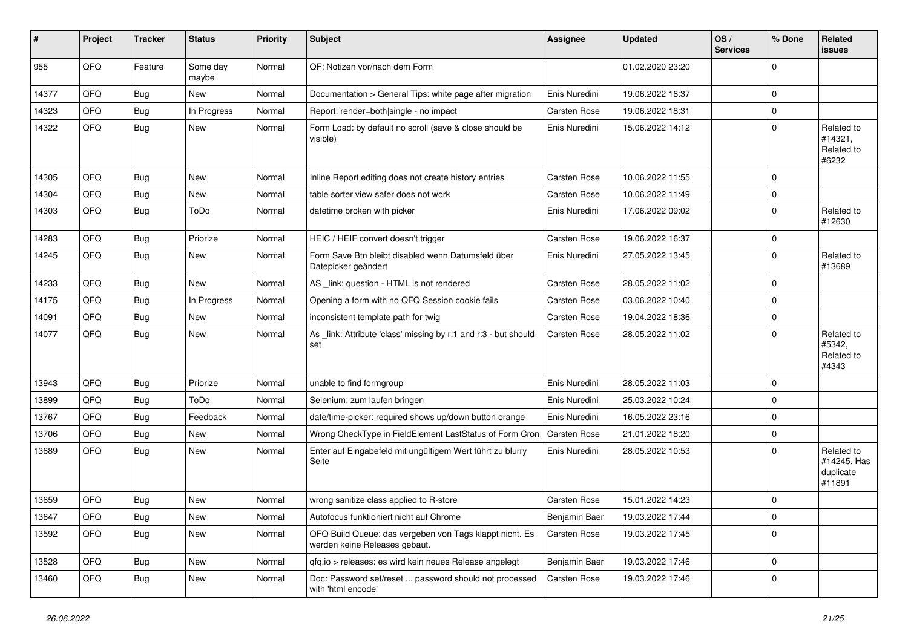| # | Project | Tracker | Status | Priority | Subject | Assignee | Updated | OS / Services | % Done | Related issues |
|---|---|---|---|---|---|---|---|---|---|---|
| 955 | QFQ | Feature | Some day maybe | Normal | QF: Notizen vor/nach dem Form | | 01.02.2020 23:20 | | 0 | |
| 14377 | QFQ | Bug | New | Normal | Documentation > General Tips: white page after migration | Enis Nuredini | 19.06.2022 16:37 | | 0 | |
| 14323 | QFQ | Bug | In Progress | Normal | Report: render=both|single - no impact | Carsten Rose | 19.06.2022 18:31 | | 0 | |
| 14322 | QFQ | Bug | New | Normal | Form Load: by default no scroll (save & close should be visible) | Enis Nuredini | 15.06.2022 14:12 | | 0 | Related to #14321, Related to #6232 |
| 14305 | QFQ | Bug | New | Normal | Inline Report editing does not create history entries | Carsten Rose | 10.06.2022 11:55 | | 0 | |
| 14304 | QFQ | Bug | New | Normal | table sorter view safer does not work | Carsten Rose | 10.06.2022 11:49 | | 0 | |
| 14303 | QFQ | Bug | ToDo | Normal | datetime broken with picker | Enis Nuredini | 17.06.2022 09:02 | | 0 | Related to #12630 |
| 14283 | QFQ | Bug | Priorize | Normal | HEIC / HEIF convert doesn't trigger | Carsten Rose | 19.06.2022 16:37 | | 0 | |
| 14245 | QFQ | Bug | New | Normal | Form Save Btn bleibt disabled wenn Datumsfeld über Datepicker geändert | Enis Nuredini | 27.05.2022 13:45 | | 0 | Related to #13689 |
| 14233 | QFQ | Bug | New | Normal | AS _link: question - HTML is not rendered | Carsten Rose | 28.05.2022 11:02 | | 0 | |
| 14175 | QFQ | Bug | In Progress | Normal | Opening a form with no QFQ Session cookie fails | Carsten Rose | 03.06.2022 10:40 | | 0 | |
| 14091 | QFQ | Bug | New | Normal | inconsistent template path for twig | Carsten Rose | 19.04.2022 18:36 | | 0 | |
| 14077 | QFQ | Bug | New | Normal | As _link: Attribute 'class' missing by r:1 and r:3 - but should set | Carsten Rose | 28.05.2022 11:02 | | 0 | Related to #5342, Related to #4343 |
| 13943 | QFQ | Bug | Priorize | Normal | unable to find formgroup | Enis Nuredini | 28.05.2022 11:03 | | 0 | |
| 13899 | QFQ | Bug | ToDo | Normal | Selenium: zum laufen bringen | Enis Nuredini | 25.03.2022 10:24 | | 0 | |
| 13767 | QFQ | Bug | Feedback | Normal | date/time-picker: required shows up/down button orange | Enis Nuredini | 16.05.2022 23:16 | | 0 | |
| 13706 | QFQ | Bug | New | Normal | Wrong CheckType in FieldElement LastStatus of Form Cron | Carsten Rose | 21.01.2022 18:20 | | 0 | |
| 13689 | QFQ | Bug | New | Normal | Enter auf Eingabefeld mit ungültigem Wert führt zu blurry Seite | Enis Nuredini | 28.05.2022 10:53 | | 0 | Related to #14245, Has duplicate #11891 |
| 13659 | QFQ | Bug | New | Normal | wrong sanitize class applied to R-store | Carsten Rose | 15.01.2022 14:23 | | 0 | |
| 13647 | QFQ | Bug | New | Normal | Autofocus funktioniert nicht auf Chrome | Benjamin Baer | 19.03.2022 17:44 | | 0 | |
| 13592 | QFQ | Bug | New | Normal | QFQ Build Queue: das vergeben von Tags klappt nicht. Es werden keine Releases gebaut. | Carsten Rose | 19.03.2022 17:45 | | 0 | |
| 13528 | QFQ | Bug | New | Normal | qfq.io > releases: es wird kein neues Release angelegt | Benjamin Baer | 19.03.2022 17:46 | | 0 | |
| 13460 | QFQ | Bug | New | Normal | Doc: Password set/reset ... password should not processed with 'html encode' | Carsten Rose | 19.03.2022 17:46 | | 0 | |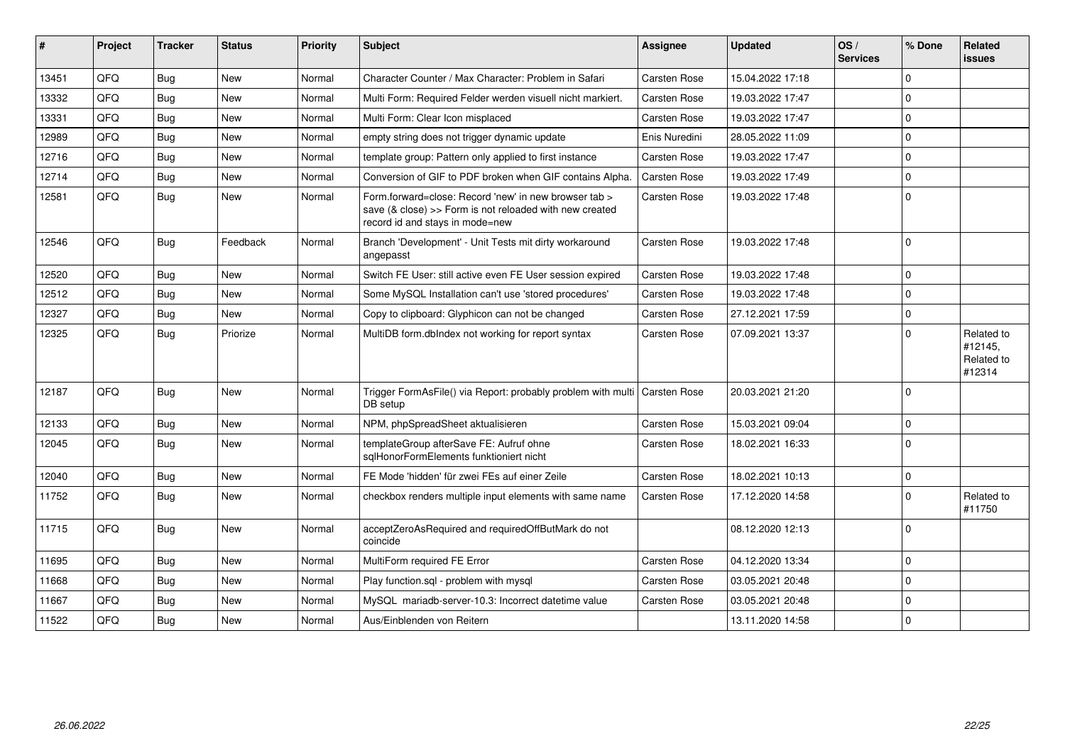| # | Project | Tracker | Status | Priority | Subject | Assignee | Updated | OS / Services | % Done | Related issues |
|---|---|---|---|---|---|---|---|---|---|---|
| 13451 | QFQ | Bug | New | Normal | Character Counter / Max Character: Problem in Safari | Carsten Rose | 15.04.2022 17:18 | | 0 | |
| 13332 | QFQ | Bug | New | Normal | Multi Form: Required Felder werden visuell nicht markiert. | Carsten Rose | 19.03.2022 17:47 | | 0 | |
| 13331 | QFQ | Bug | New | Normal | Multi Form: Clear Icon misplaced | Carsten Rose | 19.03.2022 17:47 | | 0 | |
| 12989 | QFQ | Bug | New | Normal | empty string does not trigger dynamic update | Enis Nuredini | 28.05.2022 11:09 | | 0 | |
| 12716 | QFQ | Bug | New | Normal | template group: Pattern only applied to first instance | Carsten Rose | 19.03.2022 17:47 | | 0 | |
| 12714 | QFQ | Bug | New | Normal | Conversion of GIF to PDF broken when GIF contains Alpha. | Carsten Rose | 19.03.2022 17:49 | | 0 | |
| 12581 | QFQ | Bug | New | Normal | Form.forward=close: Record 'new' in new browser tab > save (& close) >> Form is not reloaded with new created record id and stays in mode=new | Carsten Rose | 19.03.2022 17:48 | | 0 | |
| 12546 | QFQ | Bug | Feedback | Normal | Branch 'Development' - Unit Tests mit dirty workaround angepasst | Carsten Rose | 19.03.2022 17:48 | | 0 | |
| 12520 | QFQ | Bug | New | Normal | Switch FE User: still active even FE User session expired | Carsten Rose | 19.03.2022 17:48 | | 0 | |
| 12512 | QFQ | Bug | New | Normal | Some MySQL Installation can't use 'stored procedures' | Carsten Rose | 19.03.2022 17:48 | | 0 | |
| 12327 | QFQ | Bug | New | Normal | Copy to clipboard: Glyphicon can not be changed | Carsten Rose | 27.12.2021 17:59 | | 0 | |
| 12325 | QFQ | Bug | Priorize | Normal | MultiDB form.dbIndex not working for report syntax | Carsten Rose | 07.09.2021 13:37 | | 0 | Related to #12145, Related to #12314 |
| 12187 | QFQ | Bug | New | Normal | Trigger FormAsFile() via Report: probably problem with multi DB setup | Carsten Rose | 20.03.2021 21:20 | | 0 | |
| 12133 | QFQ | Bug | New | Normal | NPM, phpSpreadSheet aktualisieren | Carsten Rose | 15.03.2021 09:04 | | 0 | |
| 12045 | QFQ | Bug | New | Normal | templateGroup afterSave FE: Aufruf ohne sqlHonorFormElements funktioniert nicht | Carsten Rose | 18.02.2021 16:33 | | 0 | |
| 12040 | QFQ | Bug | New | Normal | FE Mode 'hidden' für zwei FEs auf einer Zeile | Carsten Rose | 18.02.2021 10:13 | | 0 | |
| 11752 | QFQ | Bug | New | Normal | checkbox renders multiple input elements with same name | Carsten Rose | 17.12.2020 14:58 | | 0 | Related to #11750 |
| 11715 | QFQ | Bug | New | Normal | acceptZeroAsRequired and requiredOffButMark do not coincide | | 08.12.2020 12:13 | | 0 | |
| 11695 | QFQ | Bug | New | Normal | MultiForm required FE Error | Carsten Rose | 04.12.2020 13:34 | | 0 | |
| 11668 | QFQ | Bug | New | Normal | Play function.sql - problem with mysql | Carsten Rose | 03.05.2021 20:48 | | 0 | |
| 11667 | QFQ | Bug | New | Normal | MySQL mariadb-server-10.3: Incorrect datetime value | Carsten Rose | 03.05.2021 20:48 | | 0 | |
| 11522 | QFQ | Bug | New | Normal | Aus/Einblenden von Reitern | | 13.11.2020 14:58 | | 0 | |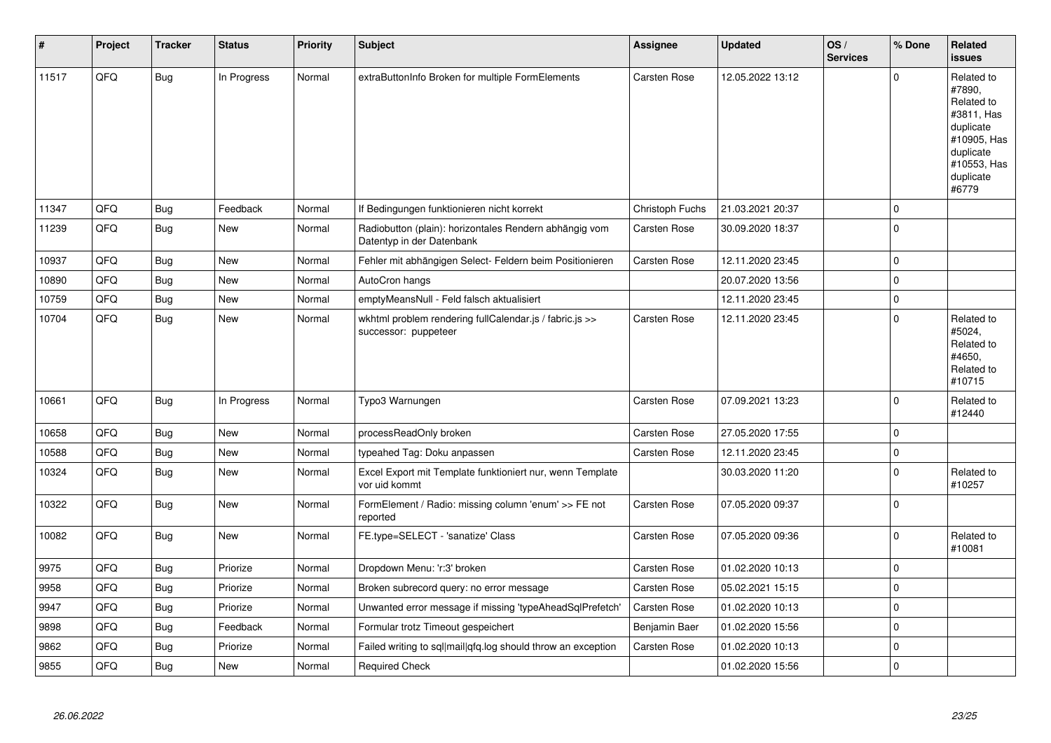| # | Project | Tracker | Status | Priority | Subject | Assignee | Updated | OS / Services | % Done | Related issues |
|---|---|---|---|---|---|---|---|---|---|---|
| 11517 | QFQ | Bug | In Progress | Normal | extraButtonInfo Broken for multiple FormElements | Carsten Rose | 12.05.2022 13:12 | | 0 | Related to #7890, Related to #3811, Has duplicate #10905, Has duplicate #10553, Has duplicate #6779 |
| 11347 | QFQ | Bug | Feedback | Normal | If Bedingungen funktionieren nicht korrekt | Christoph Fuchs | 21.03.2021 20:37 | | 0 | |
| 11239 | QFQ | Bug | New | Normal | Radiobutton (plain): horizontales Rendern abhängig vom Datentyp in der Datenbank | Carsten Rose | 30.09.2020 18:37 | | 0 | |
| 10937 | QFQ | Bug | New | Normal | Fehler mit abhängigen Select- Feldern beim Positionieren | Carsten Rose | 12.11.2020 23:45 | | 0 | |
| 10890 | QFQ | Bug | New | Normal | AutoCron hangs | | 20.07.2020 13:56 | | 0 | |
| 10759 | QFQ | Bug | New | Normal | emptyMeansNull - Feld falsch aktualisiert | | 12.11.2020 23:45 | | 0 | |
| 10704 | QFQ | Bug | New | Normal | wkhtml problem rendering fullCalendar.js / fabric.js >> successor: puppeteer | Carsten Rose | 12.11.2020 23:45 | | 0 | Related to #5024, Related to #4650, Related to #10715 |
| 10661 | QFQ | Bug | In Progress | Normal | Typo3 Warnungen | Carsten Rose | 07.09.2021 13:23 | | 0 | Related to #12440 |
| 10658 | QFQ | Bug | New | Normal | processReadOnly broken | Carsten Rose | 27.05.2020 17:55 | | 0 | |
| 10588 | QFQ | Bug | New | Normal | typeahed Tag: Doku anpassen | Carsten Rose | 12.11.2020 23:45 | | 0 | |
| 10324 | QFQ | Bug | New | Normal | Excel Export mit Template funktioniert nur, wenn Template vor uid kommt | | 30.03.2020 11:20 | | 0 | Related to #10257 |
| 10322 | QFQ | Bug | New | Normal | FormElement / Radio: missing column 'enum' >> FE not reported | Carsten Rose | 07.05.2020 09:37 | | 0 | |
| 10082 | QFQ | Bug | New | Normal | FE.type=SELECT - 'sanatize' Class | Carsten Rose | 07.05.2020 09:36 | | 0 | Related to #10081 |
| 9975 | QFQ | Bug | Priorize | Normal | Dropdown Menu: 'r:3' broken | Carsten Rose | 01.02.2020 10:13 | | 0 | |
| 9958 | QFQ | Bug | Priorize | Normal | Broken subrecord query: no error message | Carsten Rose | 05.02.2021 15:15 | | 0 | |
| 9947 | QFQ | Bug | Priorize | Normal | Unwanted error message if missing 'typeAheadSqlPrefetch' | Carsten Rose | 01.02.2020 10:13 | | 0 | |
| 9898 | QFQ | Bug | Feedback | Normal | Formular trotz Timeout gespeichert | Benjamin Baer | 01.02.2020 15:56 | | 0 | |
| 9862 | QFQ | Bug | Priorize | Normal | Failed writing to sql\|mail\|qfq.log should throw an exception | Carsten Rose | 01.02.2020 10:13 | | 0 | |
| 9855 | QFQ | Bug | New | Normal | Required Check | | 01.02.2020 15:56 | | 0 | |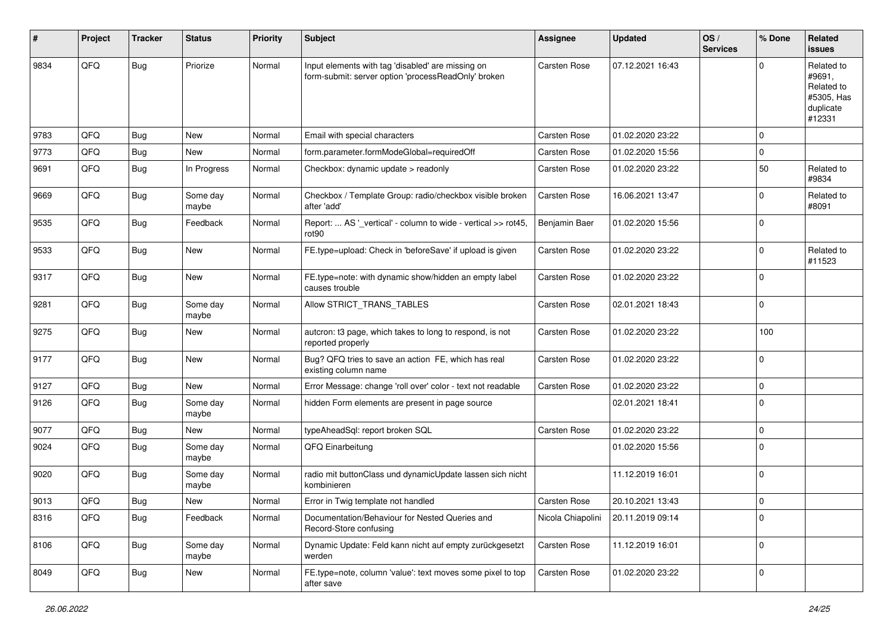| # | Project | Tracker | Status | Priority | Subject | Assignee | Updated | OS / Services | % Done | Related issues |
|---|---|---|---|---|---|---|---|---|---|---|
| 9834 | QFQ | Bug | Priorize | Normal | Input elements with tag 'disabled' are missing on form-submit: server option 'processReadOnly' broken | Carsten Rose | 07.12.2021 16:43 | | 0 | Related to #9691, Related to #5305, Has duplicate #12331 |
| 9783 | QFQ | Bug | New | Normal | Email with special characters | Carsten Rose | 01.02.2020 23:22 | | 0 | |
| 9773 | QFQ | Bug | New | Normal | form.parameter.formModeGlobal=requiredOff | Carsten Rose | 01.02.2020 15:56 | | 0 | |
| 9691 | QFQ | Bug | In Progress | Normal | Checkbox: dynamic update > readonly | Carsten Rose | 01.02.2020 23:22 | | 50 | Related to #9834 |
| 9669 | QFQ | Bug | Some day maybe | Normal | Checkbox / Template Group: radio/checkbox visible broken after 'add' | Carsten Rose | 16.06.2021 13:47 | | 0 | Related to #8091 |
| 9535 | QFQ | Bug | Feedback | Normal | Report: ... AS '_vertical' - column to wide - vertical >> rot45, rot90 | Benjamin Baer | 01.02.2020 15:56 | | 0 | |
| 9533 | QFQ | Bug | New | Normal | FE.type=upload: Check in 'beforeSave' if upload is given | Carsten Rose | 01.02.2020 23:22 | | 0 | Related to #11523 |
| 9317 | QFQ | Bug | New | Normal | FE.type=note: with dynamic show/hidden an empty label causes trouble | Carsten Rose | 01.02.2020 23:22 | | 0 | |
| 9281 | QFQ | Bug | Some day maybe | Normal | Allow STRICT_TRANS_TABLES | Carsten Rose | 02.01.2021 18:43 | | 0 | |
| 9275 | QFQ | Bug | New | Normal | autcron: t3 page, which takes to long to respond, is not reported properly | Carsten Rose | 01.02.2020 23:22 | | 100 | |
| 9177 | QFQ | Bug | New | Normal | Bug? QFQ tries to save an action FE, which has real existing column name | Carsten Rose | 01.02.2020 23:22 | | 0 | |
| 9127 | QFQ | Bug | New | Normal | Error Message: change 'roll over' color - text not readable | Carsten Rose | 01.02.2020 23:22 | | 0 | |
| 9126 | QFQ | Bug | Some day maybe | Normal | hidden Form elements are present in page source | | 02.01.2021 18:41 | | 0 | |
| 9077 | QFQ | Bug | New | Normal | typeAheadSql: report broken SQL | Carsten Rose | 01.02.2020 23:22 | | 0 | |
| 9024 | QFQ | Bug | Some day maybe | Normal | QFQ Einarbeitung | | 01.02.2020 15:56 | | 0 | |
| 9020 | QFQ | Bug | Some day maybe | Normal | radio mit buttonClass und dynamicUpdate lassen sich nicht kombinieren | | 11.12.2019 16:01 | | 0 | |
| 9013 | QFQ | Bug | New | Normal | Error in Twig template not handled | Carsten Rose | 20.10.2021 13:43 | | 0 | |
| 8316 | QFQ | Bug | Feedback | Normal | Documentation/Behaviour for Nested Queries and Record-Store confusing | Nicola Chiapolini | 20.11.2019 09:14 | | 0 | |
| 8106 | QFQ | Bug | Some day maybe | Normal | Dynamic Update: Feld kann nicht auf empty zurückgesetzt werden | Carsten Rose | 11.12.2019 16:01 | | 0 | |
| 8049 | QFQ | Bug | New | Normal | FE.type=note, column 'value': text moves some pixel to top after save | Carsten Rose | 01.02.2020 23:22 | | 0 | |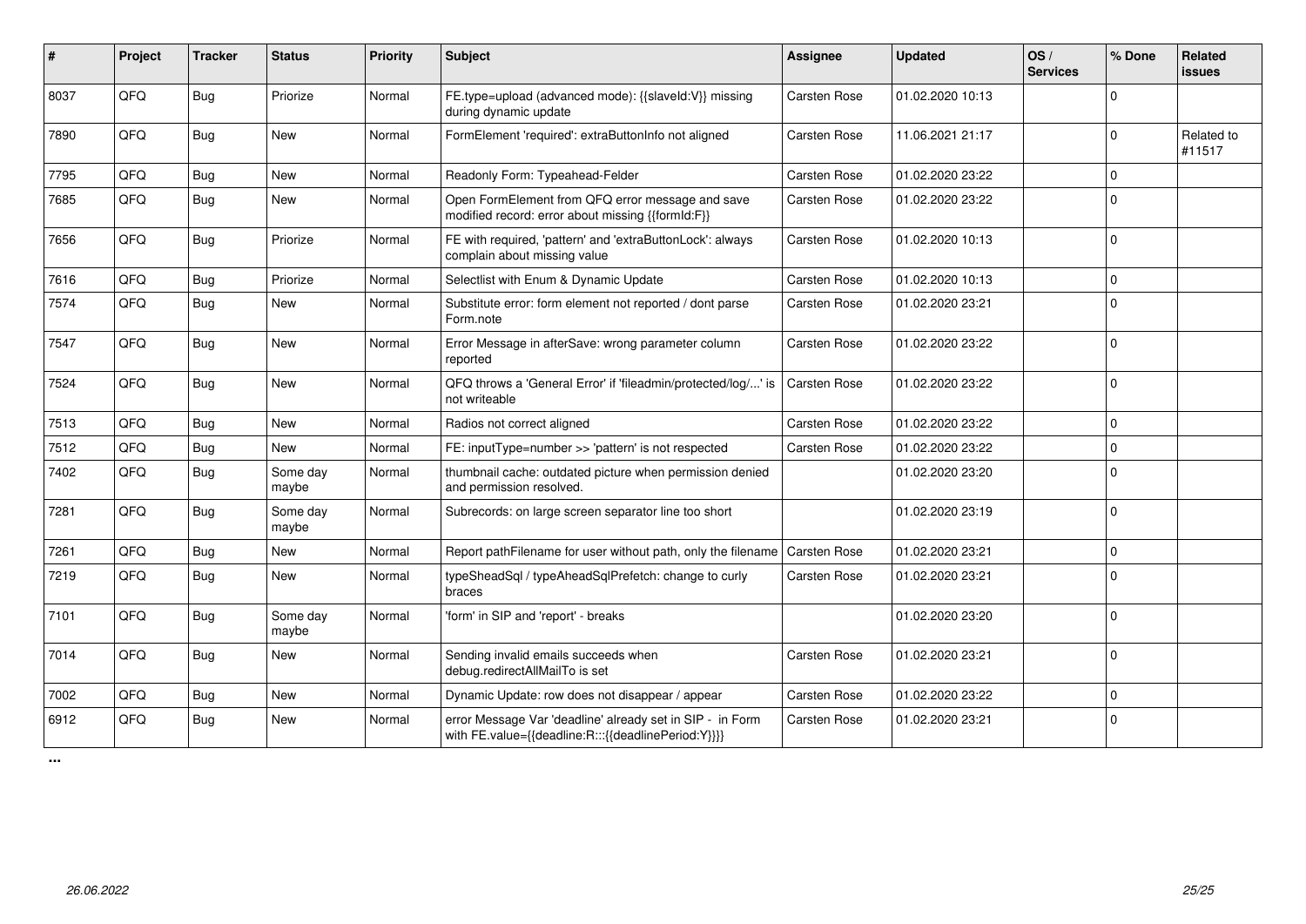| # | Project | Tracker | Status | Priority | Subject | Assignee | Updated | OS / Services | % Done | Related issues |
|---|---|---|---|---|---|---|---|---|---|---|
| 8037 | QFQ | Bug | Priorize | Normal | FE.type=upload (advanced mode): {{slaveId:V}} missing during dynamic update | Carsten Rose | 01.02.2020 10:13 | | 0 | |
| 7890 | QFQ | Bug | New | Normal | FormElement 'required': extraButtonInfo not aligned | Carsten Rose | 11.06.2021 21:17 | | 0 | Related to #11517 |
| 7795 | QFQ | Bug | New | Normal | Readonly Form: Typeahead-Felder | Carsten Rose | 01.02.2020 23:22 | | 0 | |
| 7685 | QFQ | Bug | New | Normal | Open FormElement from QFQ error message and save modified record: error about missing {{formId:F}} | Carsten Rose | 01.02.2020 23:22 | | 0 | |
| 7656 | QFQ | Bug | Priorize | Normal | FE with required, 'pattern' and 'extraButtonLock': always complain about missing value | Carsten Rose | 01.02.2020 10:13 | | 0 | |
| 7616 | QFQ | Bug | Priorize | Normal | Selectlist with Enum & Dynamic Update | Carsten Rose | 01.02.2020 10:13 | | 0 | |
| 7574 | QFQ | Bug | New | Normal | Substitute error: form element not reported / dont parse Form.note | Carsten Rose | 01.02.2020 23:21 | | 0 | |
| 7547 | QFQ | Bug | New | Normal | Error Message in afterSave: wrong parameter column reported | Carsten Rose | 01.02.2020 23:22 | | 0 | |
| 7524 | QFQ | Bug | New | Normal | QFQ throws a 'General Error' if 'fileadmin/protected/log/...' is not writeable | Carsten Rose | 01.02.2020 23:22 | | 0 | |
| 7513 | QFQ | Bug | New | Normal | Radios not correct aligned | Carsten Rose | 01.02.2020 23:22 | | 0 | |
| 7512 | QFQ | Bug | New | Normal | FE: inputType=number >> 'pattern' is not respected | Carsten Rose | 01.02.2020 23:22 | | 0 | |
| 7402 | QFQ | Bug | Some day maybe | Normal | thumbnail cache: outdated picture when permission denied and permission resolved. | | 01.02.2020 23:20 | | 0 | |
| 7281 | QFQ | Bug | Some day maybe | Normal | Subrecords: on large screen separator line too short | | 01.02.2020 23:19 | | 0 | |
| 7261 | QFQ | Bug | New | Normal | Report pathFilename for user without path, only the filename | Carsten Rose | 01.02.2020 23:21 | | 0 | |
| 7219 | QFQ | Bug | New | Normal | typeSheadSql / typeAheadSqlPrefetch: change to curly braces | Carsten Rose | 01.02.2020 23:21 | | 0 | |
| 7101 | QFQ | Bug | Some day maybe | Normal | 'form' in SIP and 'report' - breaks | | 01.02.2020 23:20 | | 0 | |
| 7014 | QFQ | Bug | New | Normal | Sending invalid emails succeeds when debug.redirectAllMailTo is set | Carsten Rose | 01.02.2020 23:21 | | 0 | |
| 7002 | QFQ | Bug | New | Normal | Dynamic Update: row does not disappear / appear | Carsten Rose | 01.02.2020 23:22 | | 0 | |
| 6912 | QFQ | Bug | New | Normal | error Message Var 'deadline' already set in SIP - in Form with FE.value={{deadline:R:::{{deadlinePeriod:Y}}}} | Carsten Rose | 01.02.2020 23:21 | | 0 | |

...